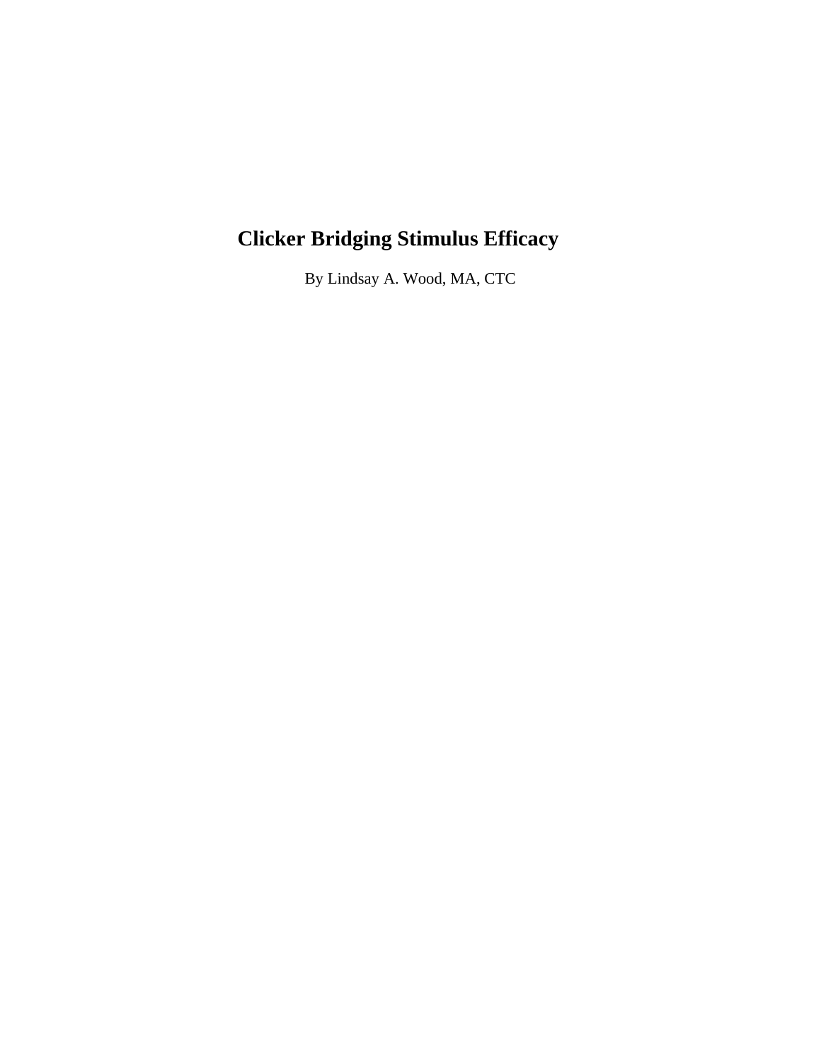# Clicker Bridging Stimulus Efficacy

By Lindsay A. Wood, MA, CTC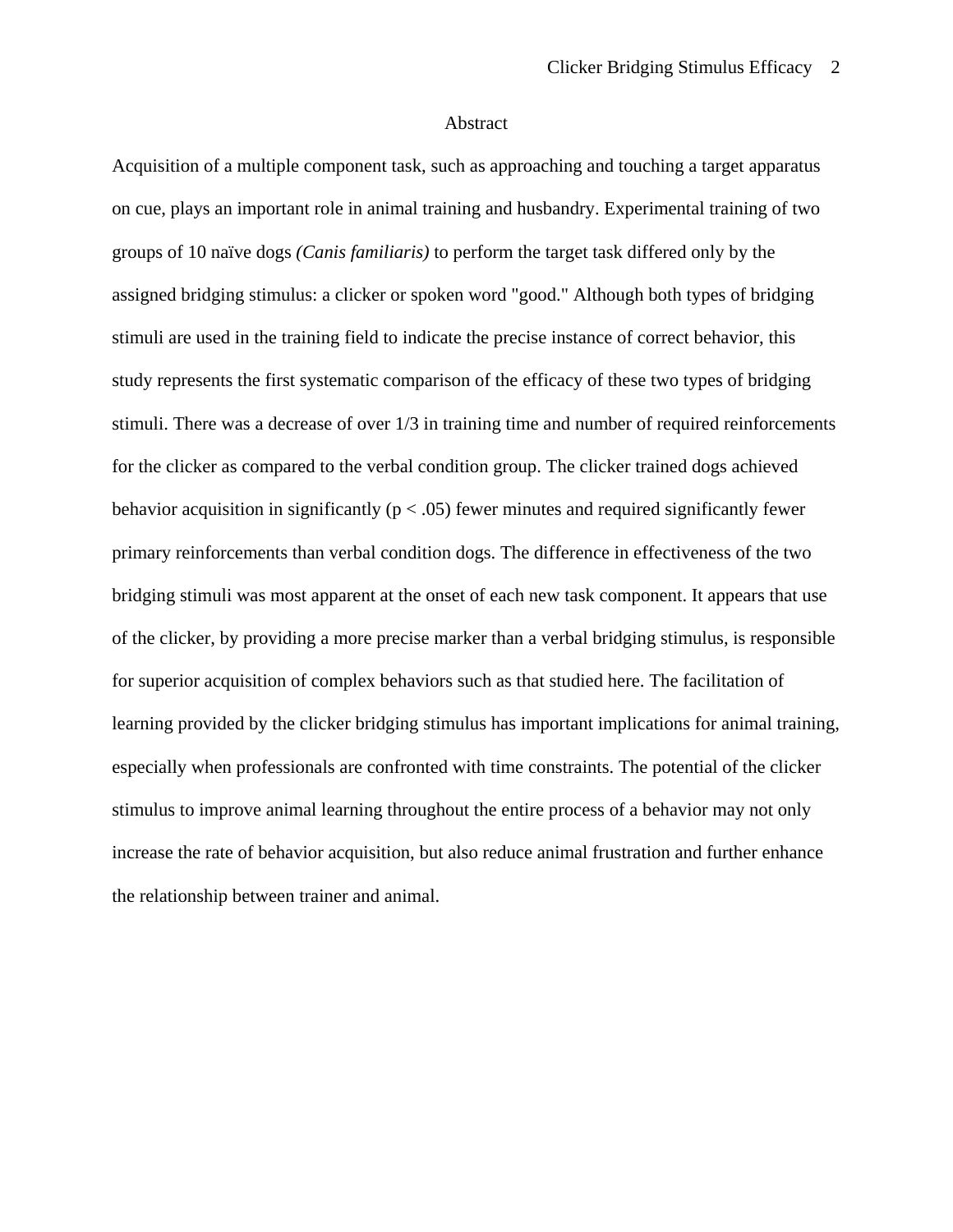# Abstract

Acquisition of a multiple component task, such as approaching and touching a target apparatus on cue, plays an important role in animal training and husbandry. Experimental training of two groups of 10 naïve dogs *(Canis familiaris)* to perform the target task differed only by the assigned bridging stimulus: a clicker or spoken word "good." Although both types of bridging stimuli are used in the training field to indicate the precise instance of correct behavior, this study represents the first systematic comparison of the efficacy of these two types of bridging stimuli. There was a decrease of over 1/3 in training time and number of required reinforcements for the clicker as compared to the verbal condition group. The clicker trained dogs achieved behavior acquisition in significantly ($p < .05$) fewer minutes and required significantly fewer primary reinforcements than verbal condition dogs. The difference in effectiveness of the two bridging stimuli was most apparent at the onset of each new task component. It appears that use of the clicker, by providing a more precise marker than a verbal bridging stimulus, is responsible for superior acquisition of complex behaviors such as that studied here. The facilitation of learning provided by the clicker bridging stimulus has important implications for animal training, especially when professionals are confronted with time constraints. The potential of the clicker stimulus to improve animal learning throughout the entire process of a behavior may not only increase the rate of behavior acquisition, but also reduce animal frustration and further enhance the relationship between trainer and animal.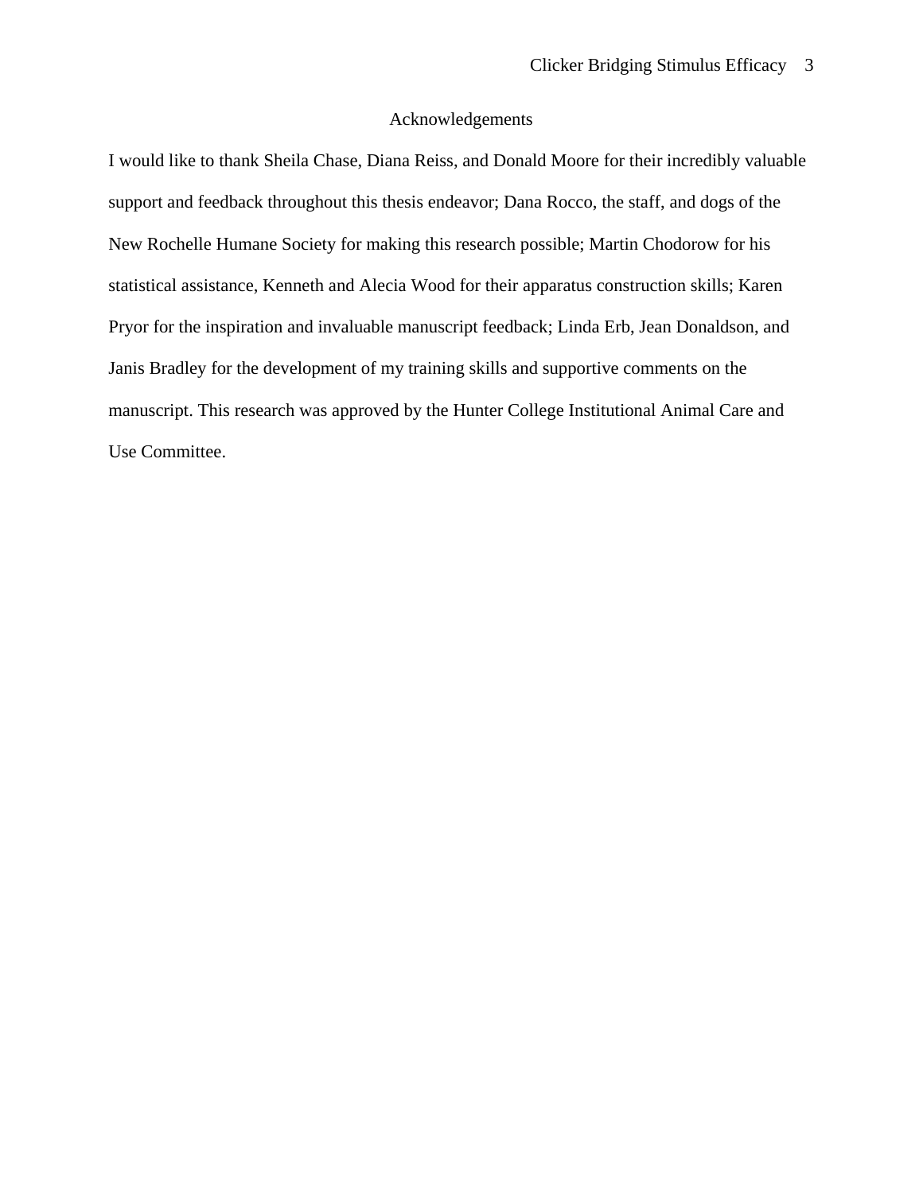## Acknowledgements

I would like to thank Sheila Chase, Diana Reiss, and Donald Moore for their incredibly valuable support and feedback throughout this thesis endeavor; Dana Rocco, the staff, and dogs of the New Rochelle Humane Society for making this research possible; Martin Chodorow for his statistical assistance, Kenneth and Alecia Wood for their apparatus construction skills; Karen Pryor for the inspiration and invaluable manuscript feedback; Linda Erb, Jean Donaldson, and Janis Bradley for the development of my training skills and supportive comments on the manuscript. This research was approved by the Hunter College Institutional Animal Care and Use Committee.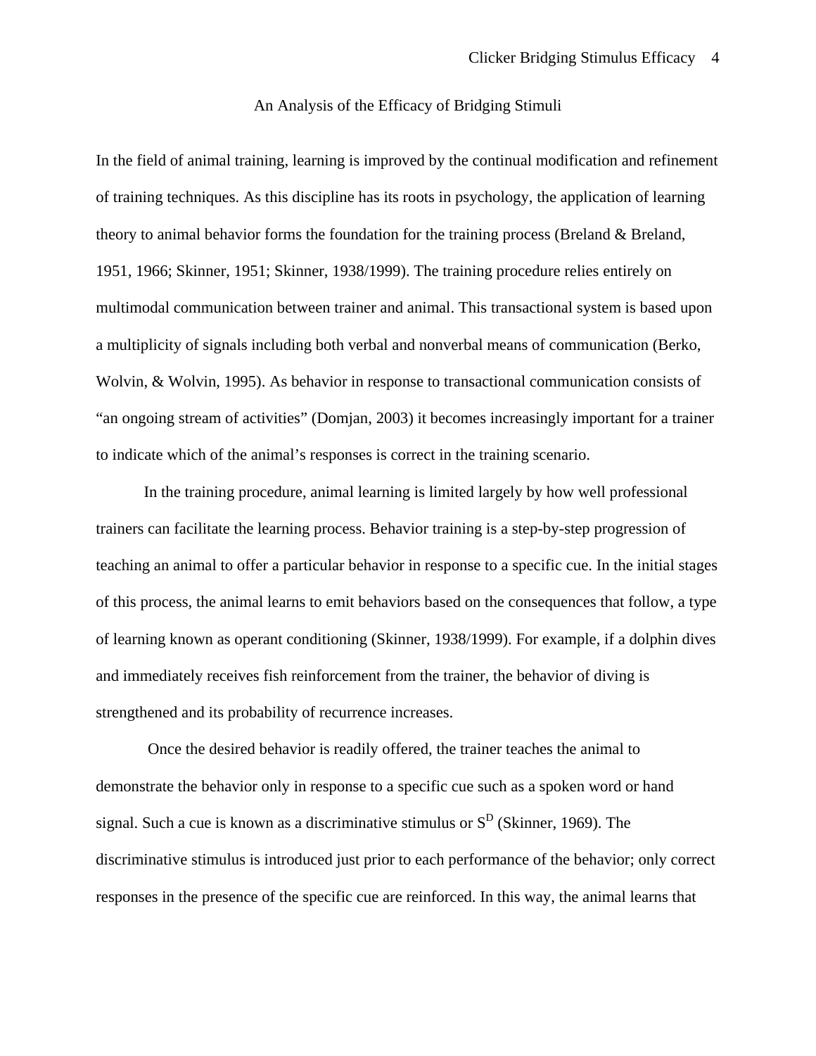# An Analysis of the Efficacy of Bridging Stimuli

In the field of animal training, learning is improved by the continual modification and refinement of training techniques. As this discipline has its roots in psychology, the application of learning theory to animal behavior forms the foundation for the training process (Breland & Breland, 1951, 1966; Skinner, 1951; Skinner, 1938/1999). The training procedure relies entirely on multimodal communication between trainer and animal. This transactional system is based upon a multiplicity of signals including both verbal and nonverbal means of communication (Berko, Wolvin, & Wolvin, 1995). As behavior in response to transactional communication consists of "an ongoing stream of activities" (Domjan, 2003) it becomes increasingly important for a trainer to indicate which of the animal's responses is correct in the training scenario.

In the training procedure, animal learning is limited largely by how well professional trainers can facilitate the learning process. Behavior training is a step-by-step progression of teaching an animal to offer a particular behavior in response to a specific cue. In the initial stages of this process, the animal learns to emit behaviors based on the consequences that follow, a type of learning known as operant conditioning (Skinner, 1938/1999). For example, if a dolphin dives and immediately receives fish reinforcement from the trainer, the behavior of diving is strengthened and its probability of recurrence increases.

Once the desired behavior is readily offered, the trainer teaches the animal to demonstrate the behavior only in response to a specific cue such as a spoken word or hand signal. Such a cue is known as a discriminative stimulus or $S^D$ (Skinner, 1969). The discriminative stimulus is introduced just prior to each performance of the behavior; only correct responses in the presence of the specific cue are reinforced. In this way, the animal learns that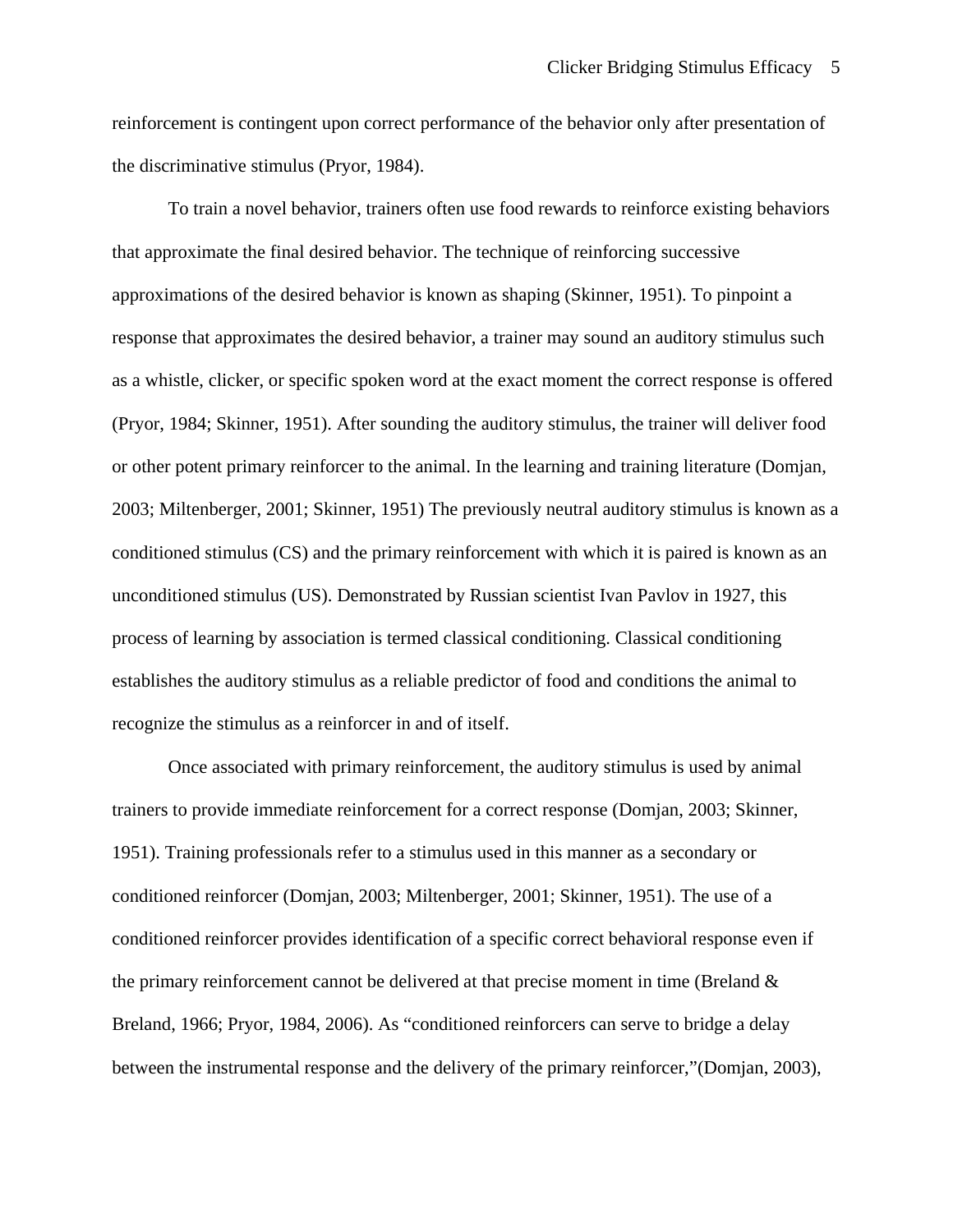reinforcement is contingent upon correct performance of the behavior only after presentation of the discriminative stimulus (Pryor, 1984).

To train a novel behavior, trainers often use food rewards to reinforce existing behaviors that approximate the final desired behavior. The technique of reinforcing successive approximations of the desired behavior is known as shaping (Skinner, 1951). To pinpoint a response that approximates the desired behavior, a trainer may sound an auditory stimulus such as a whistle, clicker, or specific spoken word at the exact moment the correct response is offered (Pryor, 1984; Skinner, 1951). After sounding the auditory stimulus, the trainer will deliver food or other potent primary reinforcer to the animal. In the learning and training literature (Domjan, 2003; Miltenberger, 2001; Skinner, 1951) The previously neutral auditory stimulus is known as a conditioned stimulus (CS) and the primary reinforcement with which it is paired is known as an unconditioned stimulus (US). Demonstrated by Russian scientist Ivan Pavlov in 1927, this process of learning by association is termed classical conditioning. Classical conditioning establishes the auditory stimulus as a reliable predictor of food and conditions the animal to recognize the stimulus as a reinforcer in and of itself.

Once associated with primary reinforcement, the auditory stimulus is used by animal trainers to provide immediate reinforcement for a correct response (Domjan, 2003; Skinner, 1951). Training professionals refer to a stimulus used in this manner as a secondary or conditioned reinforcer (Domjan, 2003; Miltenberger, 2001; Skinner, 1951). The use of a conditioned reinforcer provides identification of a specific correct behavioral response even if the primary reinforcement cannot be delivered at that precise moment in time (Breland & Breland, 1966; Pryor, 1984, 2006). As "conditioned reinforcers can serve to bridge a delay between the instrumental response and the delivery of the primary reinforcer,"(Domjan, 2003),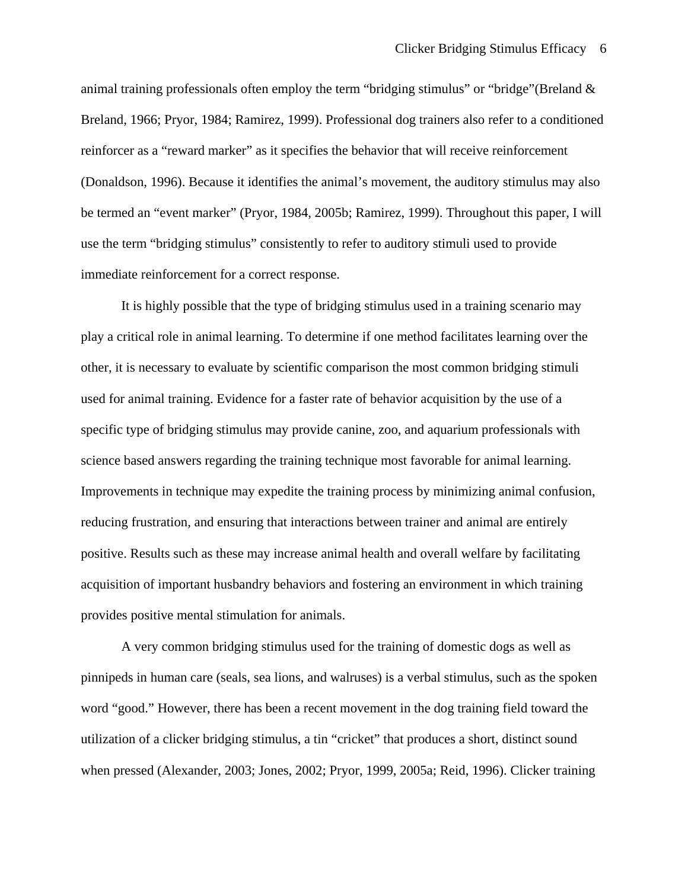animal training professionals often employ the term "bridging stimulus" or "bridge"(Breland & Breland, 1966; Pryor, 1984; Ramirez, 1999). Professional dog trainers also refer to a conditioned reinforcer as a "reward marker" as it specifies the behavior that will receive reinforcement (Donaldson, 1996). Because it identifies the animal's movement, the auditory stimulus may also be termed an "event marker" (Pryor, 1984, 2005b; Ramirez, 1999). Throughout this paper, I will use the term "bridging stimulus" consistently to refer to auditory stimuli used to provide immediate reinforcement for a correct response.

It is highly possible that the type of bridging stimulus used in a training scenario may play a critical role in animal learning. To determine if one method facilitates learning over the other, it is necessary to evaluate by scientific comparison the most common bridging stimuli used for animal training. Evidence for a faster rate of behavior acquisition by the use of a specific type of bridging stimulus may provide canine, zoo, and aquarium professionals with science based answers regarding the training technique most favorable for animal learning. Improvements in technique may expedite the training process by minimizing animal confusion, reducing frustration, and ensuring that interactions between trainer and animal are entirely positive. Results such as these may increase animal health and overall welfare by facilitating acquisition of important husbandry behaviors and fostering an environment in which training provides positive mental stimulation for animals.

A very common bridging stimulus used for the training of domestic dogs as well as pinnipeds in human care (seals, sea lions, and walruses) is a verbal stimulus, such as the spoken word "good." However, there has been a recent movement in the dog training field toward the utilization of a clicker bridging stimulus, a tin "cricket" that produces a short, distinct sound when pressed (Alexander, 2003; Jones, 2002; Pryor, 1999, 2005a; Reid, 1996). Clicker training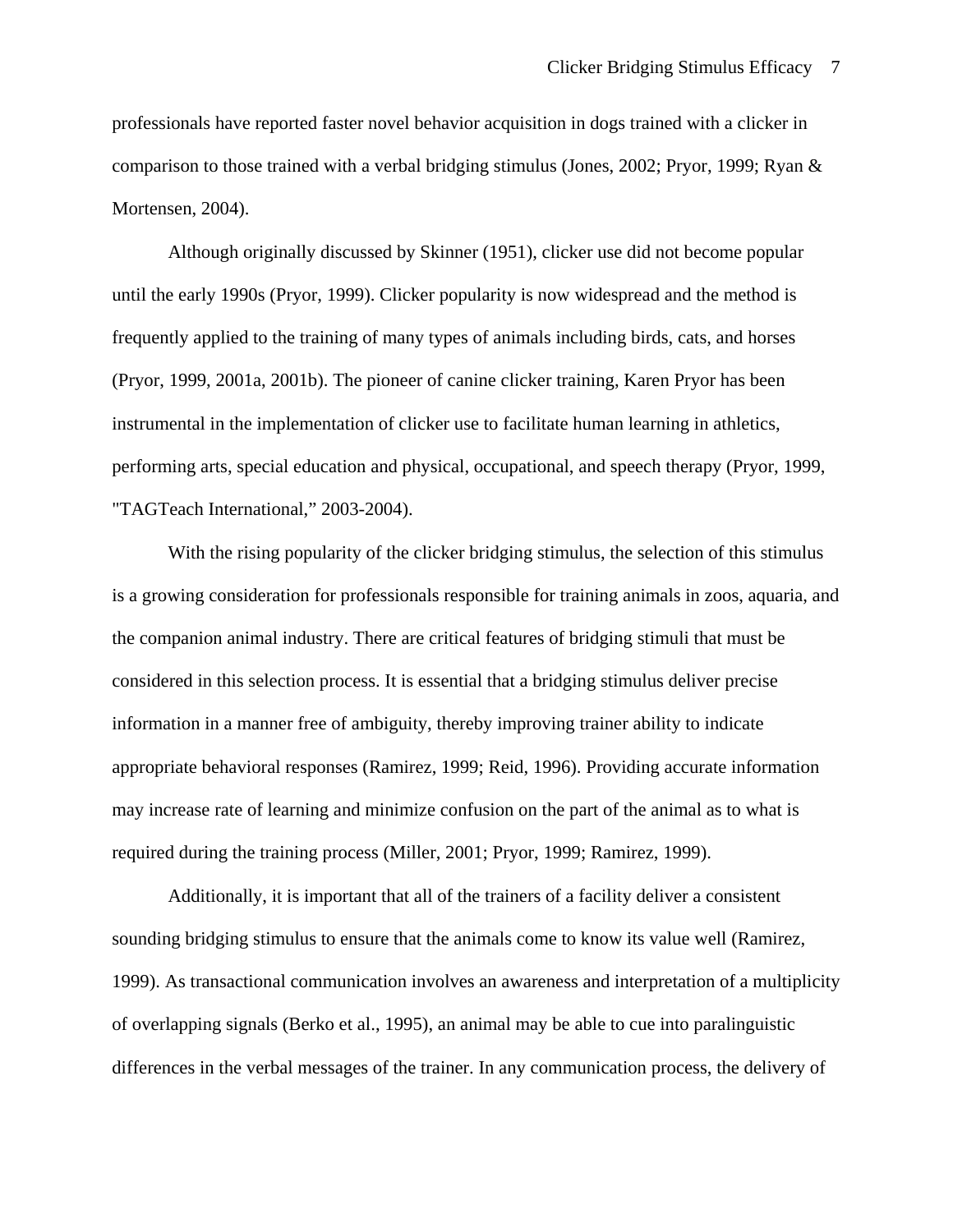professionals have reported faster novel behavior acquisition in dogs trained with a clicker in comparison to those trained with a verbal bridging stimulus (Jones, 2002; Pryor, 1999; Ryan & Mortensen, 2004).

Although originally discussed by Skinner (1951), clicker use did not become popular until the early 1990s (Pryor, 1999). Clicker popularity is now widespread and the method is frequently applied to the training of many types of animals including birds, cats, and horses (Pryor, 1999, 2001a, 2001b). The pioneer of canine clicker training, Karen Pryor has been instrumental in the implementation of clicker use to facilitate human learning in athletics, performing arts, special education and physical, occupational, and speech therapy (Pryor, 1999, "TAGTeach International," 2003-2004).

With the rising popularity of the clicker bridging stimulus, the selection of this stimulus is a growing consideration for professionals responsible for training animals in zoos, aquaria, and the companion animal industry. There are critical features of bridging stimuli that must be considered in this selection process. It is essential that a bridging stimulus deliver precise information in a manner free of ambiguity, thereby improving trainer ability to indicate appropriate behavioral responses (Ramirez, 1999; Reid, 1996). Providing accurate information may increase rate of learning and minimize confusion on the part of the animal as to what is required during the training process (Miller, 2001; Pryor, 1999; Ramirez, 1999).

Additionally, it is important that all of the trainers of a facility deliver a consistent sounding bridging stimulus to ensure that the animals come to know its value well (Ramirez, 1999). As transactional communication involves an awareness and interpretation of a multiplicity of overlapping signals (Berko et al., 1995), an animal may be able to cue into paralinguistic differences in the verbal messages of the trainer. In any communication process, the delivery of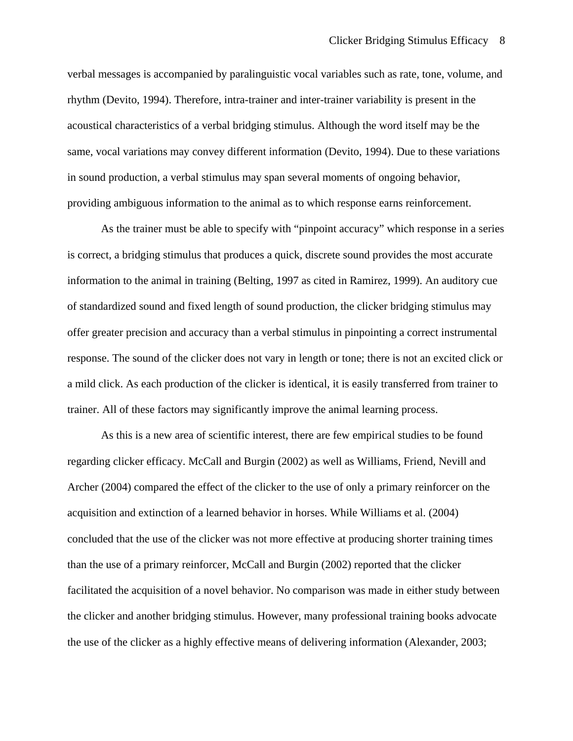verbal messages is accompanied by paralinguistic vocal variables such as rate, tone, volume, and rhythm (Devito, 1994). Therefore, intra-trainer and inter-trainer variability is present in the acoustical characteristics of a verbal bridging stimulus. Although the word itself may be the same, vocal variations may convey different information (Devito, 1994). Due to these variations in sound production, a verbal stimulus may span several moments of ongoing behavior, providing ambiguous information to the animal as to which response earns reinforcement.

As the trainer must be able to specify with "pinpoint accuracy" which response in a series is correct, a bridging stimulus that produces a quick, discrete sound provides the most accurate information to the animal in training (Belting, 1997 as cited in Ramirez, 1999). An auditory cue of standardized sound and fixed length of sound production, the clicker bridging stimulus may offer greater precision and accuracy than a verbal stimulus in pinpointing a correct instrumental response. The sound of the clicker does not vary in length or tone; there is not an excited click or a mild click. As each production of the clicker is identical, it is easily transferred from trainer to trainer. All of these factors may significantly improve the animal learning process.

As this is a new area of scientific interest, there are few empirical studies to be found regarding clicker efficacy. McCall and Burgin (2002) as well as Williams, Friend, Nevill and Archer (2004) compared the effect of the clicker to the use of only a primary reinforcer on the acquisition and extinction of a learned behavior in horses. While Williams et al. (2004) concluded that the use of the clicker was not more effective at producing shorter training times than the use of a primary reinforcer, McCall and Burgin (2002) reported that the clicker facilitated the acquisition of a novel behavior. No comparison was made in either study between the clicker and another bridging stimulus. However, many professional training books advocate the use of the clicker as a highly effective means of delivering information (Alexander, 2003;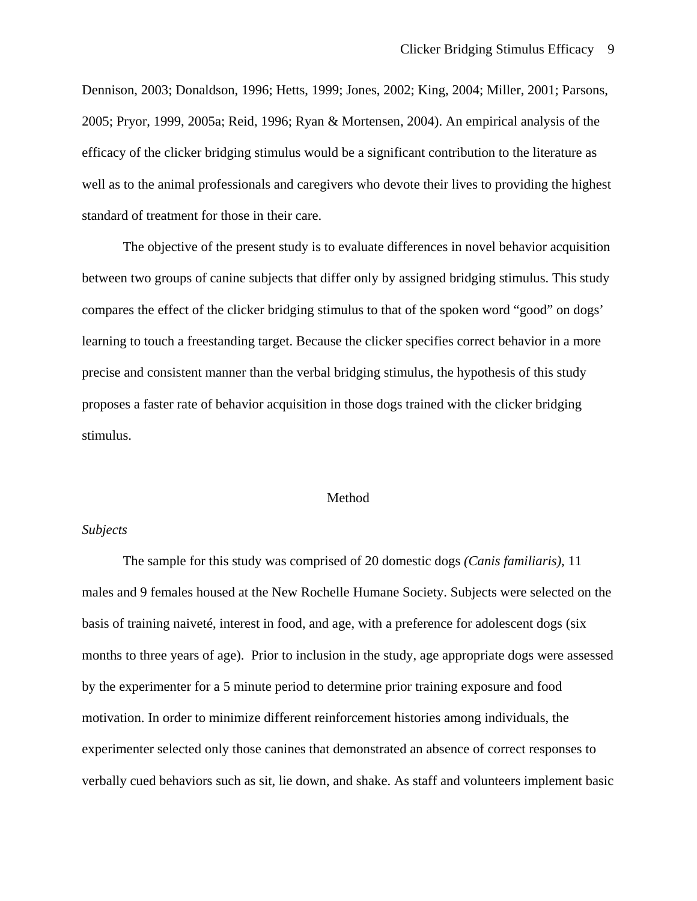Dennison, 2003; Donaldson, 1996; Hetts, 1999; Jones, 2002; King, 2004; Miller, 2001; Parsons, 2005; Pryor, 1999, 2005a; Reid, 1996; Ryan & Mortensen, 2004). An empirical analysis of the efficacy of the clicker bridging stimulus would be a significant contribution to the literature as well as to the animal professionals and caregivers who devote their lives to providing the highest standard of treatment for those in their care.

The objective of the present study is to evaluate differences in novel behavior acquisition between two groups of canine subjects that differ only by assigned bridging stimulus. This study compares the effect of the clicker bridging stimulus to that of the spoken word “good” on dogs’ learning to touch a freestanding target. Because the clicker specifies correct behavior in a more precise and consistent manner than the verbal bridging stimulus, the hypothesis of this study proposes a faster rate of behavior acquisition in those dogs trained with the clicker bridging stimulus.

# Method

### *Subjects*

The sample for this study was comprised of 20 domestic dogs *(Canis familiaris)*, 11 males and 9 females housed at the New Rochelle Humane Society. Subjects were selected on the basis of training naiveté, interest in food, and age, with a preference for adolescent dogs (six months to three years of age). Prior to inclusion in the study, age appropriate dogs were assessed by the experimenter for a 5 minute period to determine prior training exposure and food motivation. In order to minimize different reinforcement histories among individuals, the experimenter selected only those canines that demonstrated an absence of correct responses to verbally cued behaviors such as sit, lie down, and shake. As staff and volunteers implement basic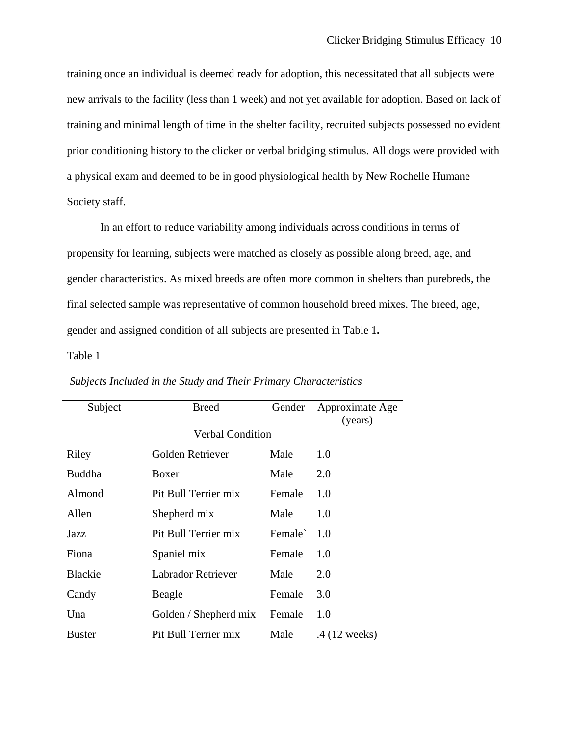training once an individual is deemed ready for adoption, this necessitated that all subjects were new arrivals to the facility (less than 1 week) and not yet available for adoption. Based on lack of training and minimal length of time in the shelter facility, recruited subjects possessed no evident prior conditioning history to the clicker or verbal bridging stimulus. All dogs were provided with a physical exam and deemed to be in good physiological health by New Rochelle Humane Society staff.

In an effort to reduce variability among individuals across conditions in terms of propensity for learning, subjects were matched as closely as possible along breed, age, and gender characteristics. As mixed breeds are often more common in shelters than purebreds, the final selected sample was representative of common household breed mixes. The breed, age, gender and assigned condition of all subjects are presented in Table 1**.**

Table 1

*Subjects Included in the Study and Their Primary Characteristics*

| Subject | Breed | Gender | Approximate Age (years) |
|---|---|---|---|
| | Verbal Condition | | |
| Riley | Golden Retriever | Male | 1.0 |
| Buddha | Boxer | Male | 2.0 |
| Almond | Pit Bull Terrier mix | Female | 1.0 |
| Allen | Shepherd mix | Male | 1.0 |
| Jazz | Pit Bull Terrier mix | Female` | 1.0 |
| Fiona | Spaniel mix | Female | 1.0 |
| Blackie | Labrador Retriever | Male | 2.0 |
| Candy | Beagle | Female | 3.0 |
| Una | Golden / Shepherd mix | Female | 1.0 |
| Buster | Pit Bull Terrier mix | Male | .4 (12 weeks) |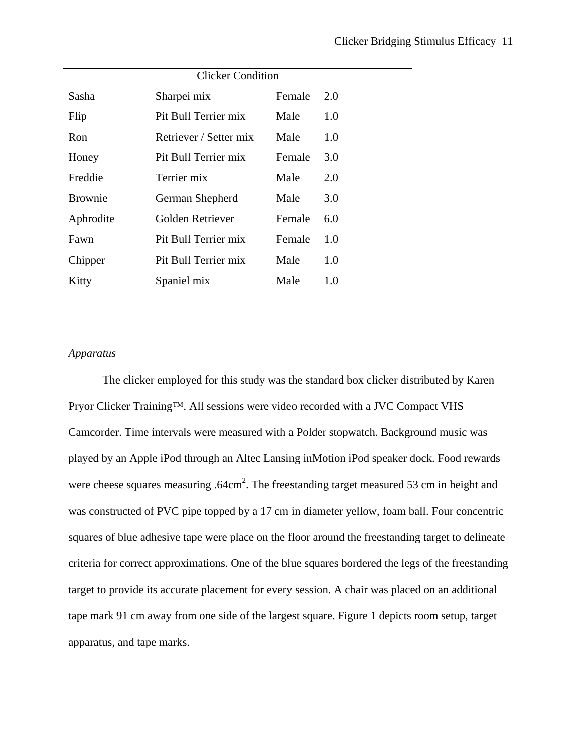| Clicker Condition | | | |
|---|---|---|---|
| Sasha | Sharpei mix | Female | 2.0 |
| Flip | Pit Bull Terrier mix | Male | 1.0 |
| Ron | Retriever / Setter mix | Male | 1.0 |
| Honey | Pit Bull Terrier mix | Female | 3.0 |
| Freddie | Terrier mix | Male | 2.0 |
| Brownie | German Shepherd | Male | 3.0 |
| Aphrodite | Golden Retriever | Female | 6.0 |
| Fawn | Pit Bull Terrier mix | Female | 1.0 |
| Chipper | Pit Bull Terrier mix | Male | 1.0 |
| Kitty | Spaniel mix | Male | 1.0 |

*Apparatus*

The clicker employed for this study was the standard box clicker distributed by Karen Pryor Clicker Training™. All sessions were video recorded with a JVC Compact VHS Camcorder. Time intervals were measured with a Polder stopwatch. Background music was played by an Apple iPod through an Altec Lansing inMotion iPod speaker dock. Food rewards were cheese squares measuring .64cm$^2$. The freestanding target measured 53 cm in height and was constructed of PVC pipe topped by a 17 cm in diameter yellow, foam ball. Four concentric squares of blue adhesive tape were place on the floor around the freestanding target to delineate criteria for correct approximations. One of the blue squares bordered the legs of the freestanding target to provide its accurate placement for every session. A chair was placed on an additional tape mark 91 cm away from one side of the largest square. Figure 1 depicts room setup, target apparatus, and tape marks.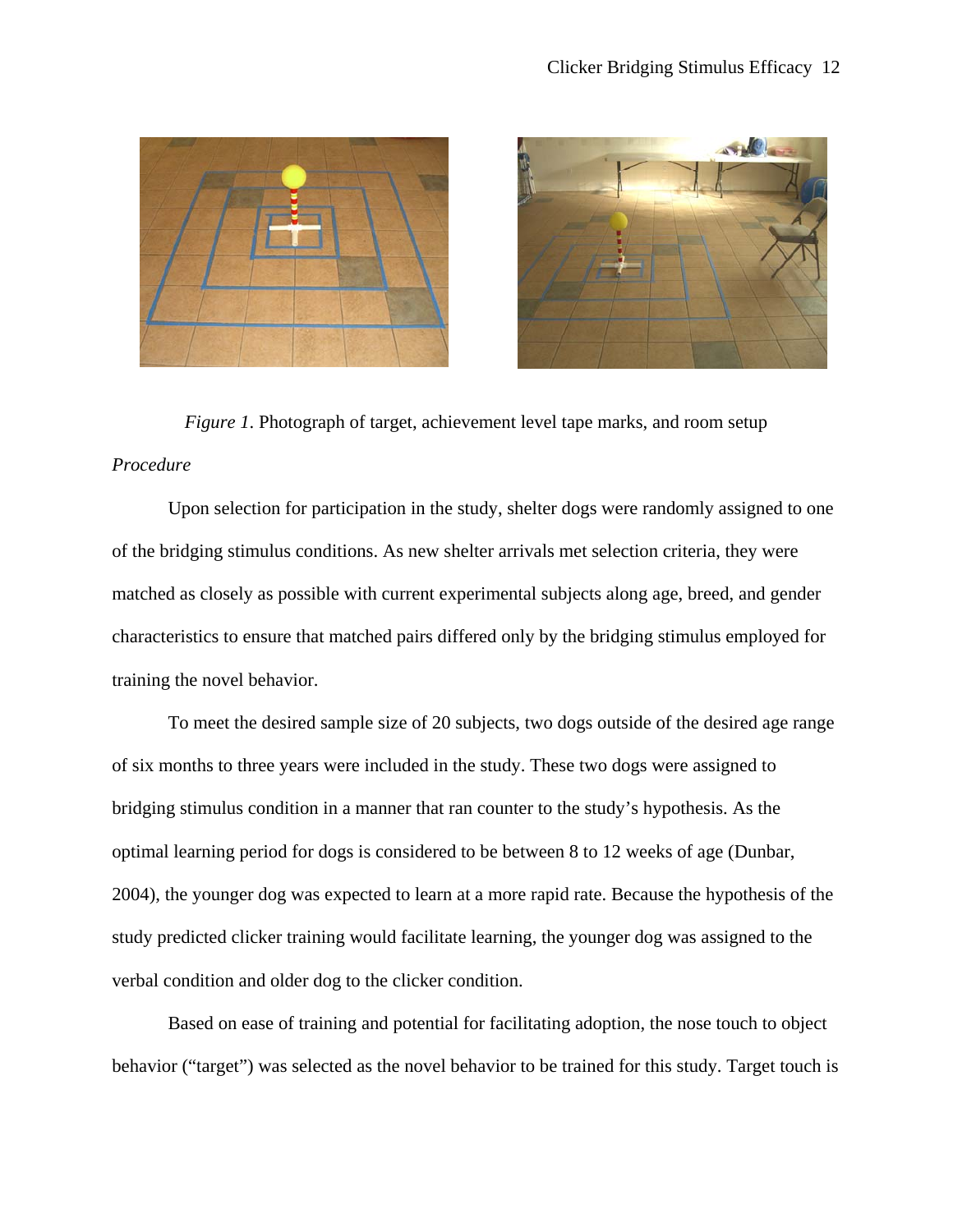*Figure 1*. Photograph of target, achievement level tape marks, and room setup

*Procedure*

Upon selection for participation in the study, shelter dogs were randomly assigned to one of the bridging stimulus conditions. As new shelter arrivals met selection criteria, they were matched as closely as possible with current experimental subjects along age, breed, and gender characteristics to ensure that matched pairs differed only by the bridging stimulus employed for training the novel behavior.

To meet the desired sample size of 20 subjects, two dogs outside of the desired age range of six months to three years were included in the study. These two dogs were assigned to bridging stimulus condition in a manner that ran counter to the study's hypothesis. As the optimal learning period for dogs is considered to be between 8 to 12 weeks of age (Dunbar, 2004), the younger dog was expected to learn at a more rapid rate. Because the hypothesis of the study predicted clicker training would facilitate learning, the younger dog was assigned to the verbal condition and older dog to the clicker condition.

Based on ease of training and potential for facilitating adoption, the nose touch to object behavior ("target") was selected as the novel behavior to be trained for this study. Target touch is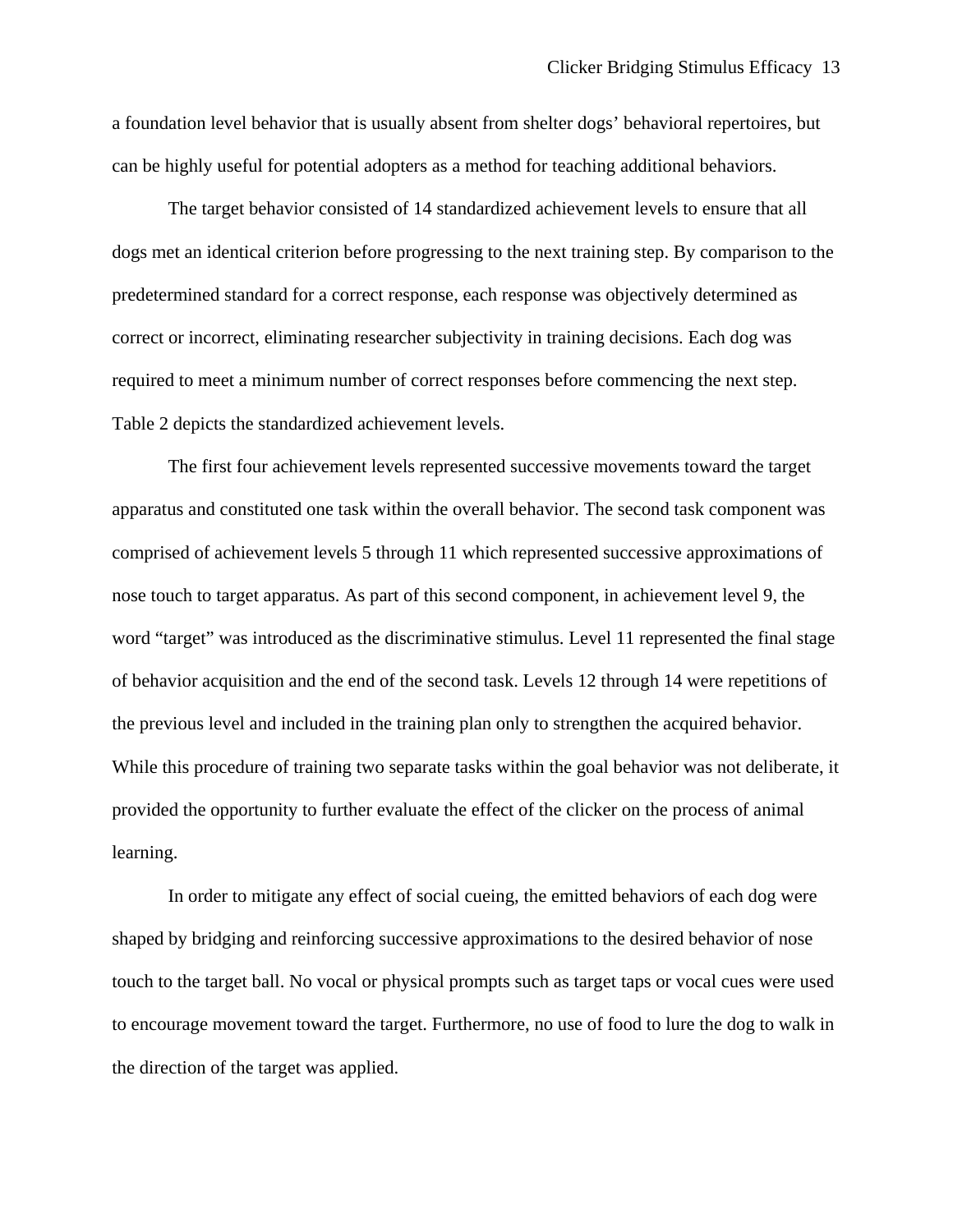a foundation level behavior that is usually absent from shelter dogs' behavioral repertoires, but can be highly useful for potential adopters as a method for teaching additional behaviors.

The target behavior consisted of 14 standardized achievement levels to ensure that all dogs met an identical criterion before progressing to the next training step. By comparison to the predetermined standard for a correct response, each response was objectively determined as correct or incorrect, eliminating researcher subjectivity in training decisions. Each dog was required to meet a minimum number of correct responses before commencing the next step. Table 2 depicts the standardized achievement levels.

The first four achievement levels represented successive movements toward the target apparatus and constituted one task within the overall behavior. The second task component was comprised of achievement levels 5 through 11 which represented successive approximations of nose touch to target apparatus. As part of this second component, in achievement level 9, the word "target" was introduced as the discriminative stimulus. Level 11 represented the final stage of behavior acquisition and the end of the second task. Levels 12 through 14 were repetitions of the previous level and included in the training plan only to strengthen the acquired behavior. While this procedure of training two separate tasks within the goal behavior was not deliberate, it provided the opportunity to further evaluate the effect of the clicker on the process of animal learning.

In order to mitigate any effect of social cueing, the emitted behaviors of each dog were shaped by bridging and reinforcing successive approximations to the desired behavior of nose touch to the target ball. No vocal or physical prompts such as target taps or vocal cues were used to encourage movement toward the target. Furthermore, no use of food to lure the dog to walk in the direction of the target was applied.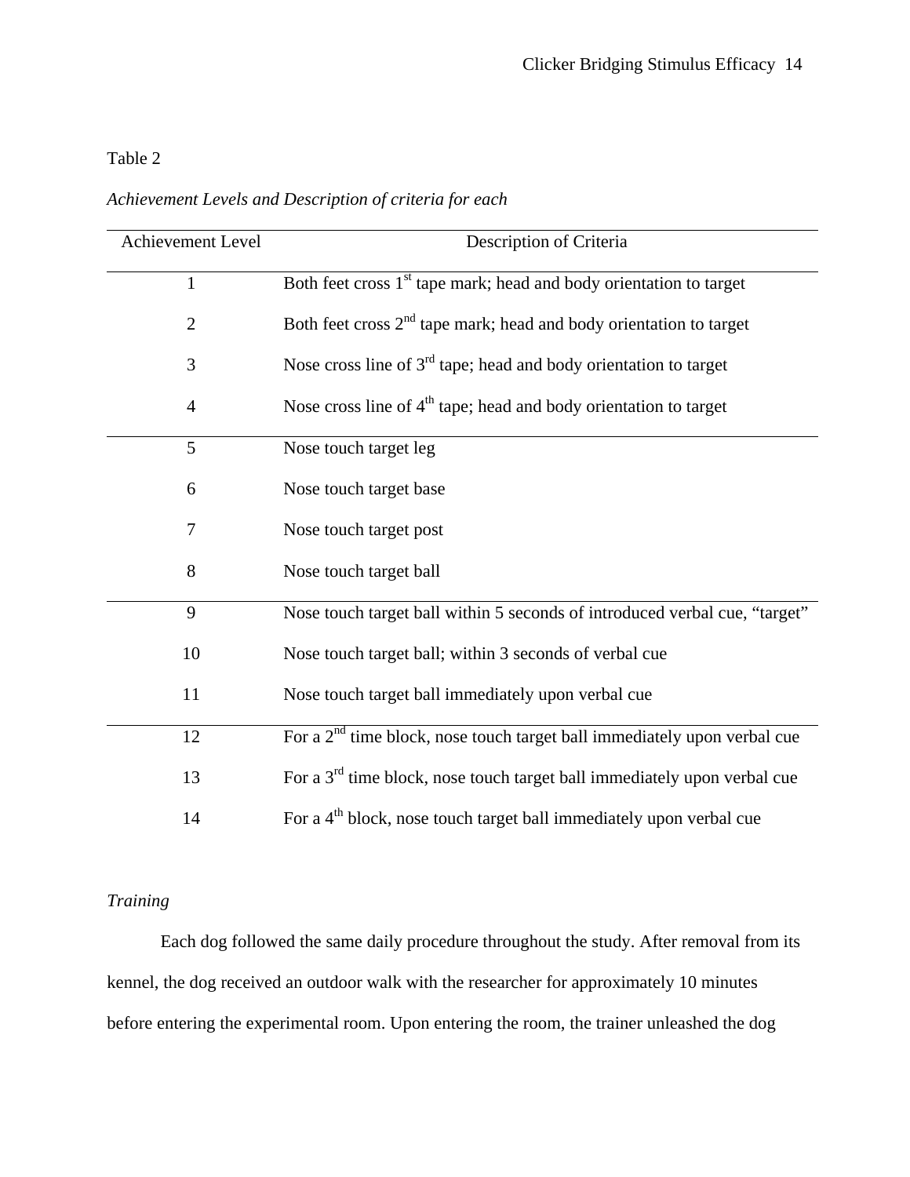Table 2

*Achievement Levels and Description of criteria for each*

| Achievement Level | Description of Criteria |
|---|---|
| 1 | Both feet cross 1st tape mark; head and body orientation to target |
| 2 | Both feet cross 2nd tape mark; head and body orientation to target |
| 3 | Nose cross line of 3rd tape; head and body orientation to target |
| 4 | Nose cross line of 4th tape; head and body orientation to target |
| 5 | Nose touch target leg |
| 6 | Nose touch target base |
| 7 | Nose touch target post |
| 8 | Nose touch target ball |
| 9 | Nose touch target ball within 5 seconds of introduced verbal cue, "target" |
| 10 | Nose touch target ball; within 3 seconds of verbal cue |
| 11 | Nose touch target ball immediately upon verbal cue |
| 12 | For a 2nd time block, nose touch target ball immediately upon verbal cue |
| 13 | For a 3rd time block, nose touch target ball immediately upon verbal cue |
| 14 | For a 4th block, nose touch target ball immediately upon verbal cue |

*Training*

Each dog followed the same daily procedure throughout the study. After removal from its kennel, the dog received an outdoor walk with the researcher for approximately 10 minutes before entering the experimental room. Upon entering the room, the trainer unleashed the dog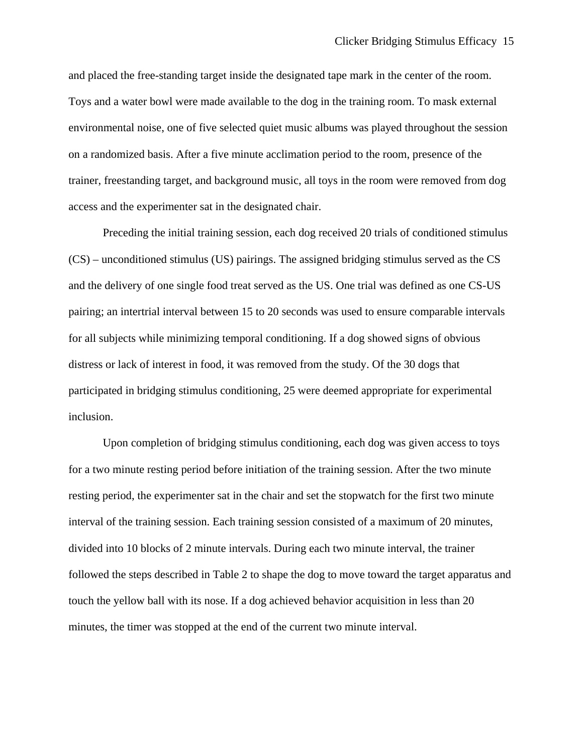and placed the free-standing target inside the designated tape mark in the center of the room. Toys and a water bowl were made available to the dog in the training room. To mask external environmental noise, one of five selected quiet music albums was played throughout the session on a randomized basis. After a five minute acclimation period to the room, presence of the trainer, freestanding target, and background music, all toys in the room were removed from dog access and the experimenter sat in the designated chair.

Preceding the initial training session, each dog received 20 trials of conditioned stimulus (CS) – unconditioned stimulus (US) pairings. The assigned bridging stimulus served as the CS and the delivery of one single food treat served as the US. One trial was defined as one CS-US pairing; an intertrial interval between 15 to 20 seconds was used to ensure comparable intervals for all subjects while minimizing temporal conditioning. If a dog showed signs of obvious distress or lack of interest in food, it was removed from the study. Of the 30 dogs that participated in bridging stimulus conditioning, 25 were deemed appropriate for experimental inclusion.

Upon completion of bridging stimulus conditioning, each dog was given access to toys for a two minute resting period before initiation of the training session. After the two minute resting period, the experimenter sat in the chair and set the stopwatch for the first two minute interval of the training session. Each training session consisted of a maximum of 20 minutes, divided into 10 blocks of 2 minute intervals. During each two minute interval, the trainer followed the steps described in Table 2 to shape the dog to move toward the target apparatus and touch the yellow ball with its nose. If a dog achieved behavior acquisition in less than 20 minutes, the timer was stopped at the end of the current two minute interval.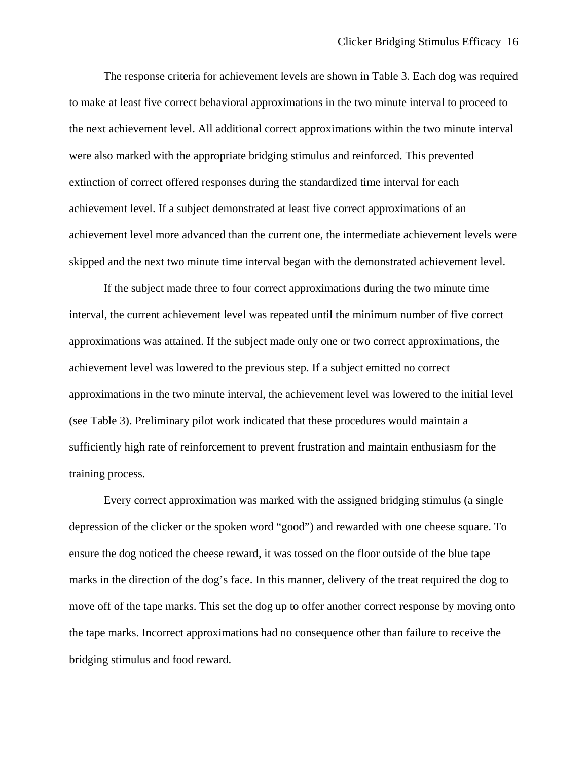The response criteria for achievement levels are shown in Table 3. Each dog was required to make at least five correct behavioral approximations in the two minute interval to proceed to the next achievement level. All additional correct approximations within the two minute interval were also marked with the appropriate bridging stimulus and reinforced. This prevented extinction of correct offered responses during the standardized time interval for each achievement level. If a subject demonstrated at least five correct approximations of an achievement level more advanced than the current one, the intermediate achievement levels were skipped and the next two minute time interval began with the demonstrated achievement level.

If the subject made three to four correct approximations during the two minute time interval, the current achievement level was repeated until the minimum number of five correct approximations was attained. If the subject made only one or two correct approximations, the achievement level was lowered to the previous step. If a subject emitted no correct approximations in the two minute interval, the achievement level was lowered to the initial level (see Table 3). Preliminary pilot work indicated that these procedures would maintain a sufficiently high rate of reinforcement to prevent frustration and maintain enthusiasm for the training process.

Every correct approximation was marked with the assigned bridging stimulus (a single depression of the clicker or the spoken word “good”) and rewarded with one cheese square. To ensure the dog noticed the cheese reward, it was tossed on the floor outside of the blue tape marks in the direction of the dog’s face. In this manner, delivery of the treat required the dog to move off of the tape marks. This set the dog up to offer another correct response by moving onto the tape marks. Incorrect approximations had no consequence other than failure to receive the bridging stimulus and food reward.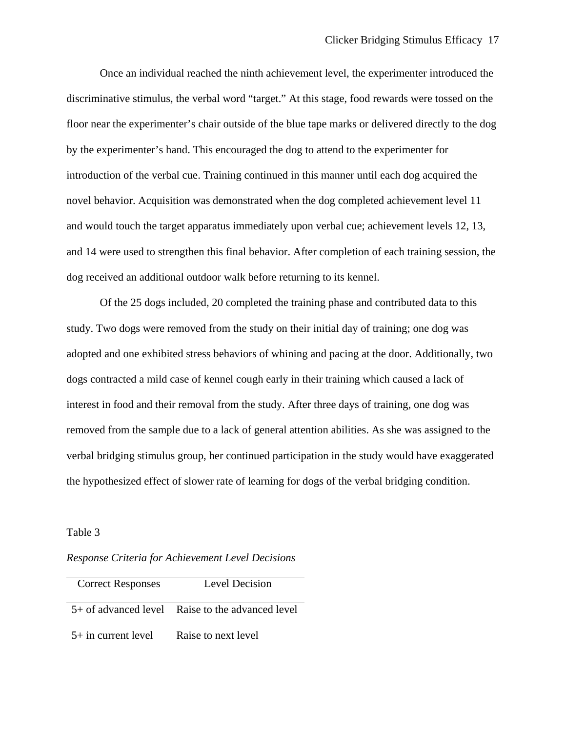Once an individual reached the ninth achievement level, the experimenter introduced the discriminative stimulus, the verbal word "target." At this stage, food rewards were tossed on the floor near the experimenter's chair outside of the blue tape marks or delivered directly to the dog by the experimenter's hand. This encouraged the dog to attend to the experimenter for introduction of the verbal cue. Training continued in this manner until each dog acquired the novel behavior. Acquisition was demonstrated when the dog completed achievement level 11 and would touch the target apparatus immediately upon verbal cue; achievement levels 12, 13, and 14 were used to strengthen this final behavior. After completion of each training session, the dog received an additional outdoor walk before returning to its kennel.

Of the 25 dogs included, 20 completed the training phase and contributed data to this study. Two dogs were removed from the study on their initial day of training; one dog was adopted and one exhibited stress behaviors of whining and pacing at the door. Additionally, two dogs contracted a mild case of kennel cough early in their training which caused a lack of interest in food and their removal from the study. After three days of training, one dog was removed from the sample due to a lack of general attention abilities. As she was assigned to the verbal bridging stimulus group, her continued participation in the study would have exaggerated the hypothesized effect of slower rate of learning for dogs of the verbal bridging condition.

Table 3

*Response Criteria for Achievement Level Decisions*

| Correct Responses | Level Decision |
|---|---|
| 5+ of advanced level | Raise to the advanced level |
| 5+ in current level | Raise to next level |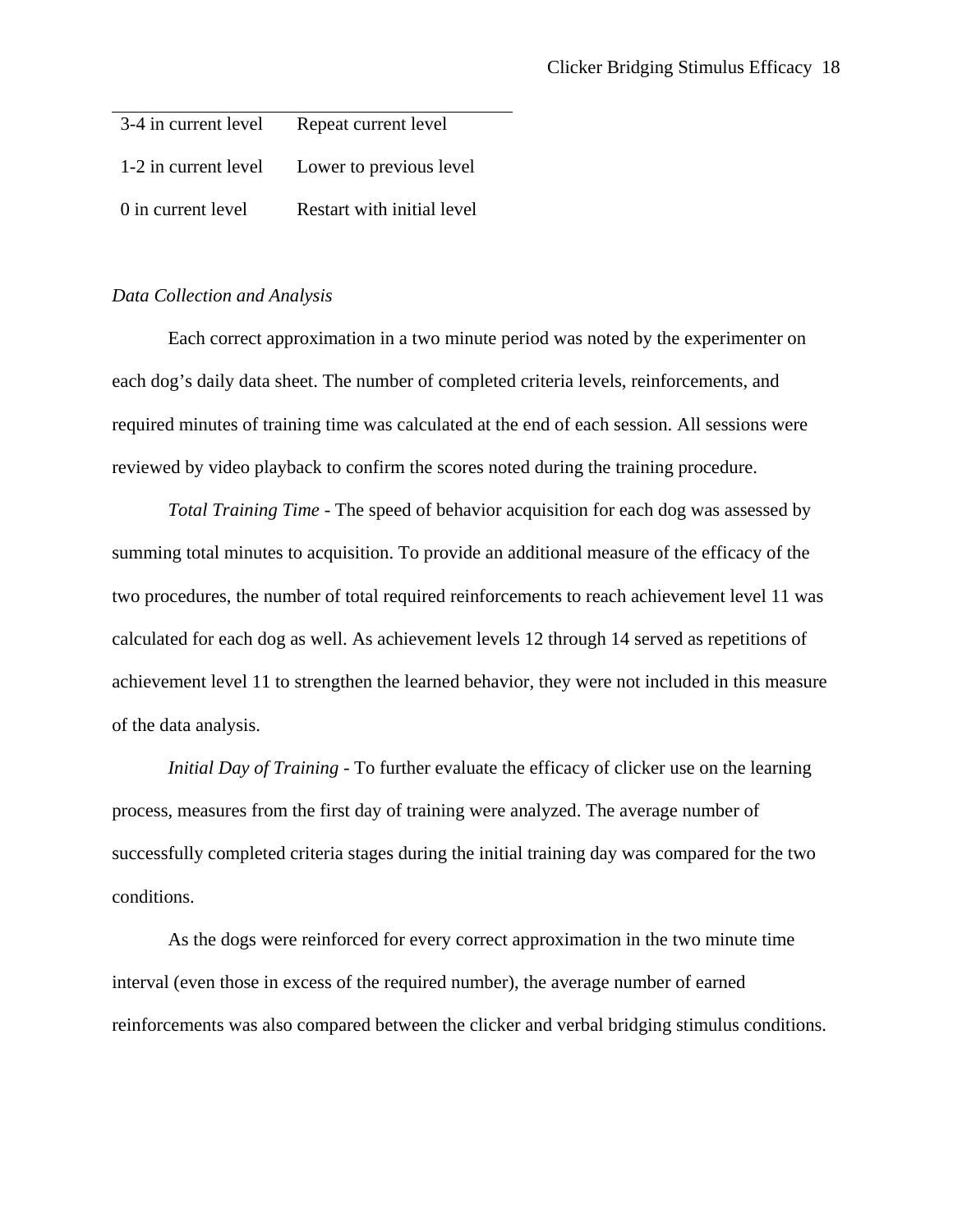| | |
|---|---|
| 3-4 in current level | Repeat current level |
| 1-2 in current level | Lower to previous level |
| 0 in current level | Restart with initial level |

*Data Collection and Analysis*

Each correct approximation in a two minute period was noted by the experimenter on each dog's daily data sheet. The number of completed criteria levels, reinforcements, and required minutes of training time was calculated at the end of each session. All sessions were reviewed by video playback to confirm the scores noted during the training procedure.

*Total Training Time* - The speed of behavior acquisition for each dog was assessed by summing total minutes to acquisition. To provide an additional measure of the efficacy of the two procedures, the number of total required reinforcements to reach achievement level 11 was calculated for each dog as well. As achievement levels 12 through 14 served as repetitions of achievement level 11 to strengthen the learned behavior, they were not included in this measure of the data analysis.

*Initial Day of Training* - To further evaluate the efficacy of clicker use on the learning process, measures from the first day of training were analyzed. The average number of successfully completed criteria stages during the initial training day was compared for the two conditions.

As the dogs were reinforced for every correct approximation in the two minute time interval (even those in excess of the required number), the average number of earned reinforcements was also compared between the clicker and verbal bridging stimulus conditions.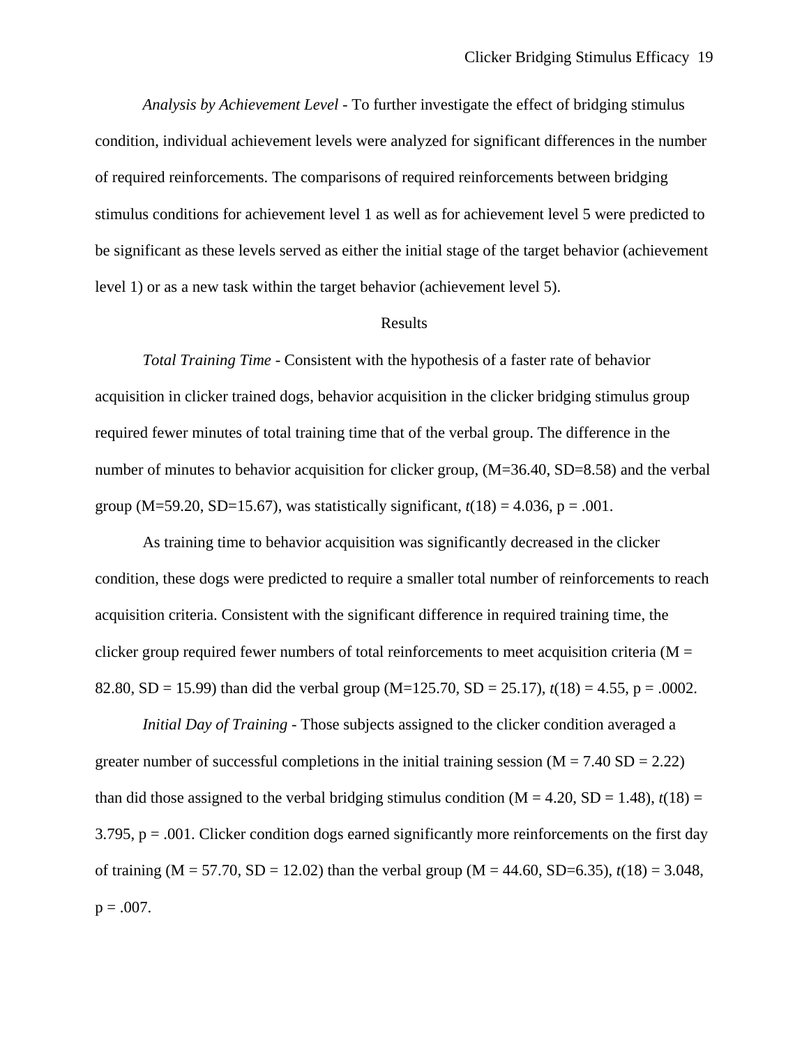*Analysis by Achievement Level* - To further investigate the effect of bridging stimulus condition, individual achievement levels were analyzed for significant differences in the number of required reinforcements. The comparisons of required reinforcements between bridging stimulus conditions for achievement level 1 as well as for achievement level 5 were predicted to be significant as these levels served as either the initial stage of the target behavior (achievement level 1) or as a new task within the target behavior (achievement level 5).

## Results

*Total Training Time* - Consistent with the hypothesis of a faster rate of behavior acquisition in clicker trained dogs, behavior acquisition in the clicker bridging stimulus group required fewer minutes of total training time that of the verbal group. The difference in the number of minutes to behavior acquisition for clicker group, (M=36.40, SD=8.58) and the verbal group (M=59.20, SD=15.67), was statistically significant, $t(18) = 4.036$, $p = .001$.

As training time to behavior acquisition was significantly decreased in the clicker condition, these dogs were predicted to require a smaller total number of reinforcements to reach acquisition criteria. Consistent with the significant difference in required training time, the clicker group required fewer numbers of total reinforcements to meet acquisition criteria (M = 82.80, SD = 15.99) than did the verbal group (M=125.70, SD = 25.17), $t(18) = 4.55$, $p = .0002$.

*Initial Day of Training* - Those subjects assigned to the clicker condition averaged a greater number of successful completions in the initial training session (M = 7.40 SD = 2.22) than did those assigned to the verbal bridging stimulus condition (M = 4.20, SD = 1.48), $t(18) = 3.795$, $p = .001$. Clicker condition dogs earned significantly more reinforcements on the first day of training (M = 57.70, SD = 12.02) than the verbal group (M = 44.60, SD=6.35), $t(18) = 3.048$, $p = .007$.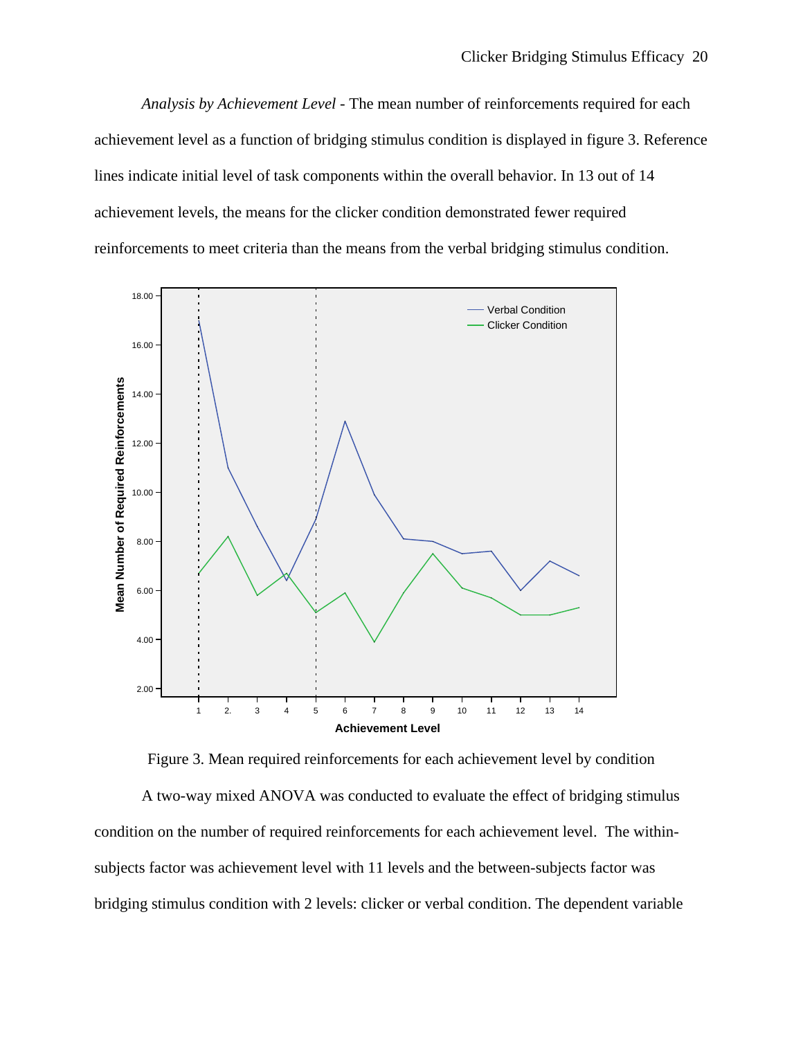*Analysis by Achievement Level* - The mean number of reinforcements required for each achievement level as a function of bridging stimulus condition is displayed in figure 3. Reference lines indicate initial level of task components within the overall behavior. In 13 out of 14 achievement levels, the means for the clicker condition demonstrated fewer required reinforcements to meet criteria than the means from the verbal bridging stimulus condition.

Figure 3. Mean required reinforcements for each achievement level by condition

A two-way mixed ANOVA was conducted to evaluate the effect of bridging stimulus condition on the number of required reinforcements for each achievement level. The within-subjects factor was achievement level with 11 levels and the between-subjects factor was bridging stimulus condition with 2 levels: clicker or verbal condition. The dependent variable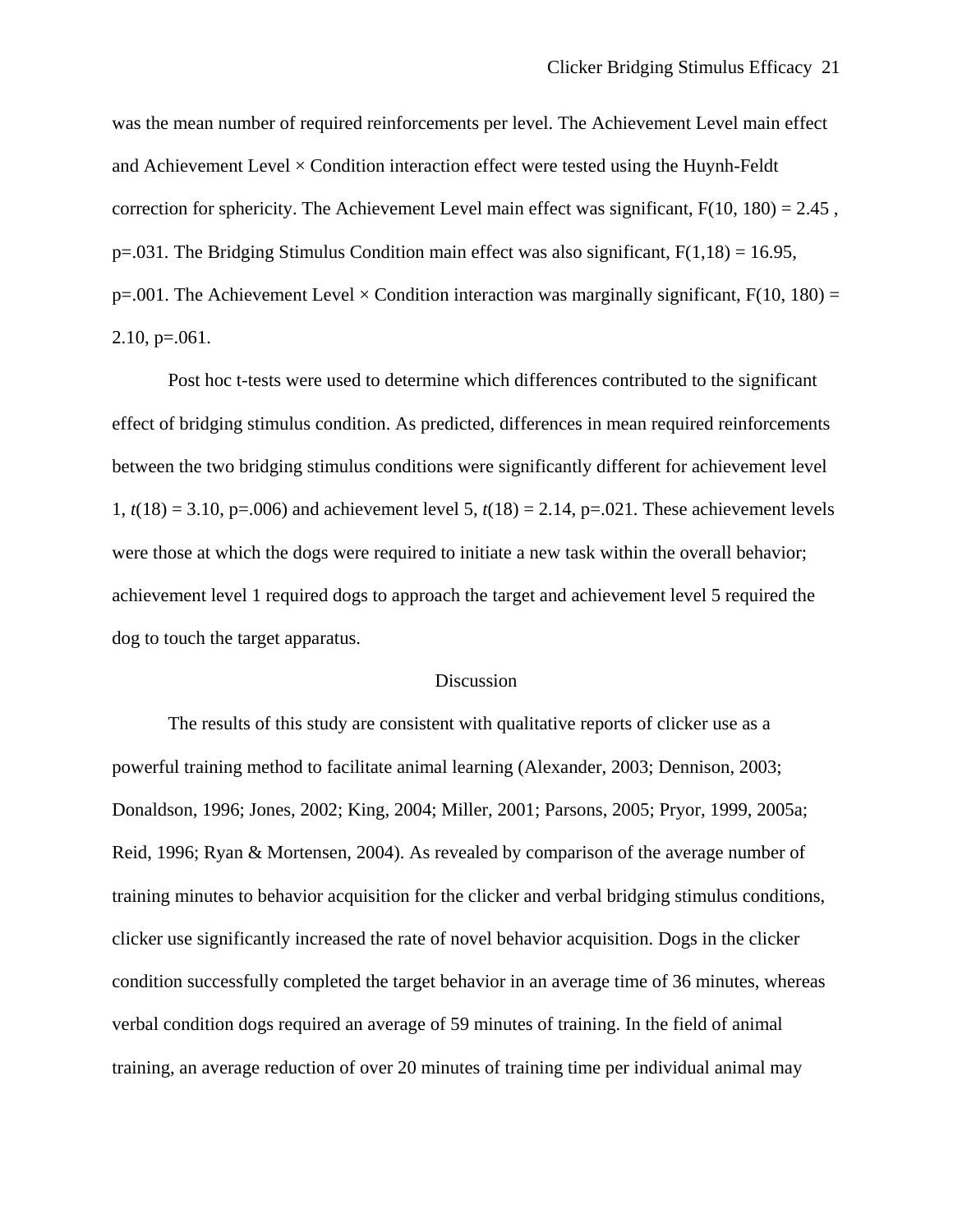was the mean number of required reinforcements per level. The Achievement Level main effect and Achievement Level × Condition interaction effect were tested using the Huynh-Feldt correction for sphericity. The Achievement Level main effect was significant, $F(10, 180) = 2.45$ , $p=.031$. The Bridging Stimulus Condition main effect was also significant, $F(1,18) = 16.95$, $p=.001$. The Achievement Level × Condition interaction was marginally significant, $F(10, 180) = 2.10$, $p=.061$.

Post hoc t-tests were used to determine which differences contributed to the significant effect of bridging stimulus condition. As predicted, differences in mean required reinforcements between the two bridging stimulus conditions were significantly different for achievement level 1, $t(18) = 3.10$, $p=.006$) and achievement level 5, $t(18) = 2.14$, $p=.021$. These achievement levels were those at which the dogs were required to initiate a new task within the overall behavior; achievement level 1 required dogs to approach the target and achievement level 5 required the dog to touch the target apparatus.

## Discussion

The results of this study are consistent with qualitative reports of clicker use as a powerful training method to facilitate animal learning (Alexander, 2003; Dennison, 2003; Donaldson, 1996; Jones, 2002; King, 2004; Miller, 2001; Parsons, 2005; Pryor, 1999, 2005a; Reid, 1996; Ryan & Mortensen, 2004). As revealed by comparison of the average number of training minutes to behavior acquisition for the clicker and verbal bridging stimulus conditions, clicker use significantly increased the rate of novel behavior acquisition. Dogs in the clicker condition successfully completed the target behavior in an average time of 36 minutes, whereas verbal condition dogs required an average of 59 minutes of training. In the field of animal training, an average reduction of over 20 minutes of training time per individual animal may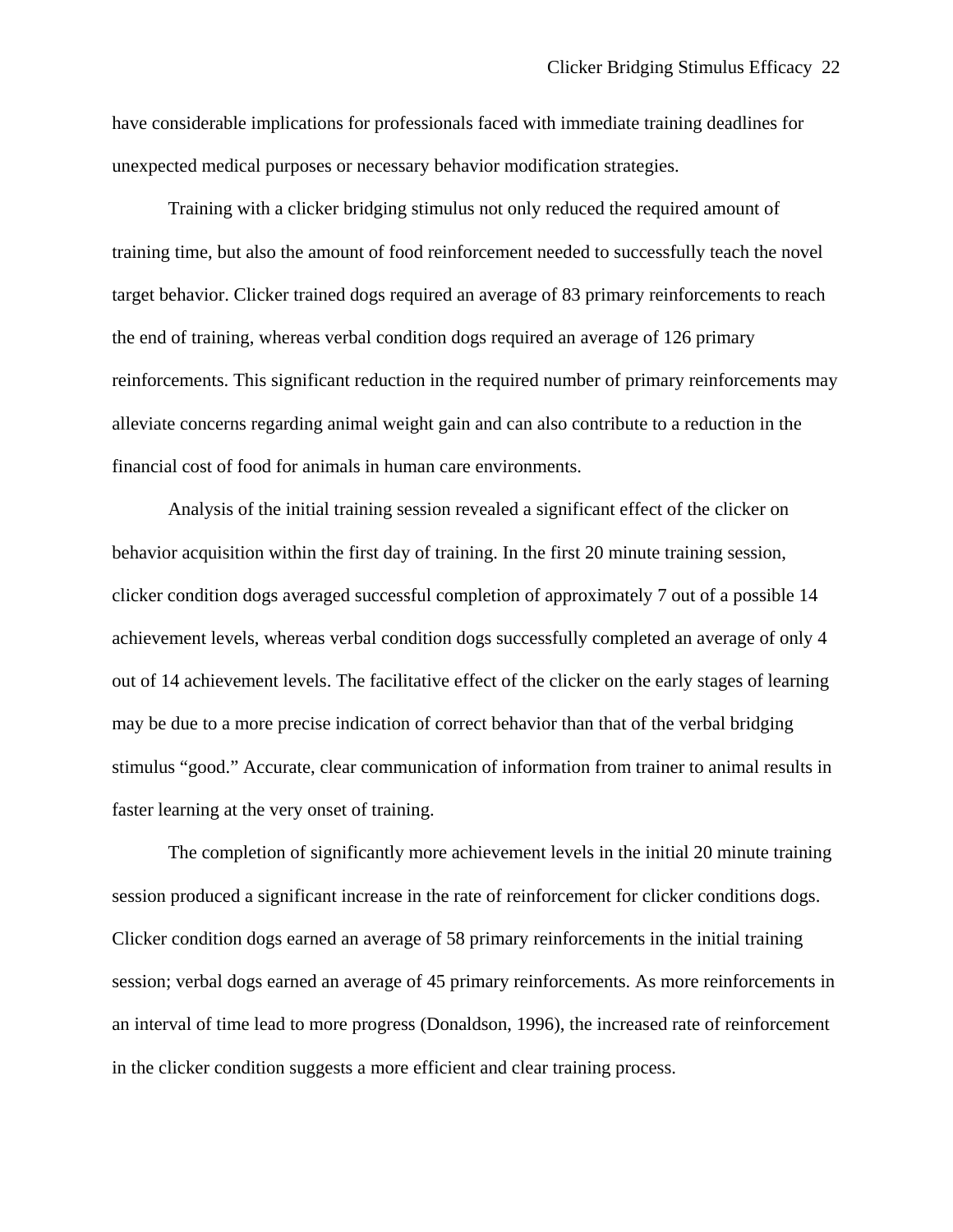have considerable implications for professionals faced with immediate training deadlines for unexpected medical purposes or necessary behavior modification strategies.

Training with a clicker bridging stimulus not only reduced the required amount of training time, but also the amount of food reinforcement needed to successfully teach the novel target behavior. Clicker trained dogs required an average of 83 primary reinforcements to reach the end of training, whereas verbal condition dogs required an average of 126 primary reinforcements. This significant reduction in the required number of primary reinforcements may alleviate concerns regarding animal weight gain and can also contribute to a reduction in the financial cost of food for animals in human care environments.

Analysis of the initial training session revealed a significant effect of the clicker on behavior acquisition within the first day of training. In the first 20 minute training session, clicker condition dogs averaged successful completion of approximately 7 out of a possible 14 achievement levels, whereas verbal condition dogs successfully completed an average of only 4 out of 14 achievement levels. The facilitative effect of the clicker on the early stages of learning may be due to a more precise indication of correct behavior than that of the verbal bridging stimulus "good." Accurate, clear communication of information from trainer to animal results in faster learning at the very onset of training.

The completion of significantly more achievement levels in the initial 20 minute training session produced a significant increase in the rate of reinforcement for clicker conditions dogs. Clicker condition dogs earned an average of 58 primary reinforcements in the initial training session; verbal dogs earned an average of 45 primary reinforcements. As more reinforcements in an interval of time lead to more progress (Donaldson, 1996), the increased rate of reinforcement in the clicker condition suggests a more efficient and clear training process.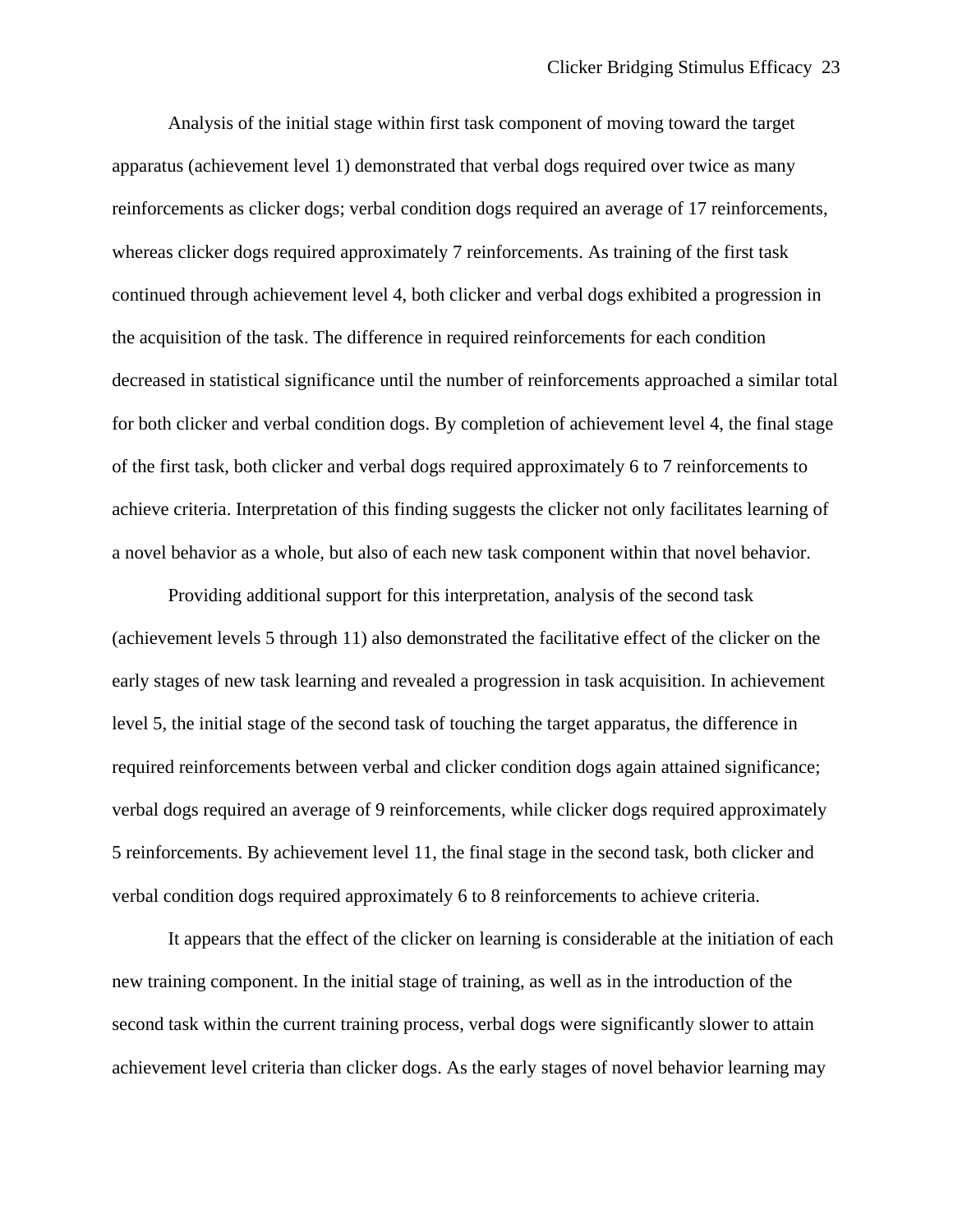Analysis of the initial stage within first task component of moving toward the target apparatus (achievement level 1) demonstrated that verbal dogs required over twice as many reinforcements as clicker dogs; verbal condition dogs required an average of 17 reinforcements, whereas clicker dogs required approximately 7 reinforcements. As training of the first task continued through achievement level 4, both clicker and verbal dogs exhibited a progression in the acquisition of the task. The difference in required reinforcements for each condition decreased in statistical significance until the number of reinforcements approached a similar total for both clicker and verbal condition dogs. By completion of achievement level 4, the final stage of the first task, both clicker and verbal dogs required approximately 6 to 7 reinforcements to achieve criteria. Interpretation of this finding suggests the clicker not only facilitates learning of a novel behavior as a whole, but also of each new task component within that novel behavior.

Providing additional support for this interpretation, analysis of the second task (achievement levels 5 through 11) also demonstrated the facilitative effect of the clicker on the early stages of new task learning and revealed a progression in task acquisition. In achievement level 5, the initial stage of the second task of touching the target apparatus, the difference in required reinforcements between verbal and clicker condition dogs again attained significance; verbal dogs required an average of 9 reinforcements, while clicker dogs required approximately 5 reinforcements. By achievement level 11, the final stage in the second task, both clicker and verbal condition dogs required approximately 6 to 8 reinforcements to achieve criteria.

It appears that the effect of the clicker on learning is considerable at the initiation of each new training component. In the initial stage of training, as well as in the introduction of the second task within the current training process, verbal dogs were significantly slower to attain achievement level criteria than clicker dogs. As the early stages of novel behavior learning may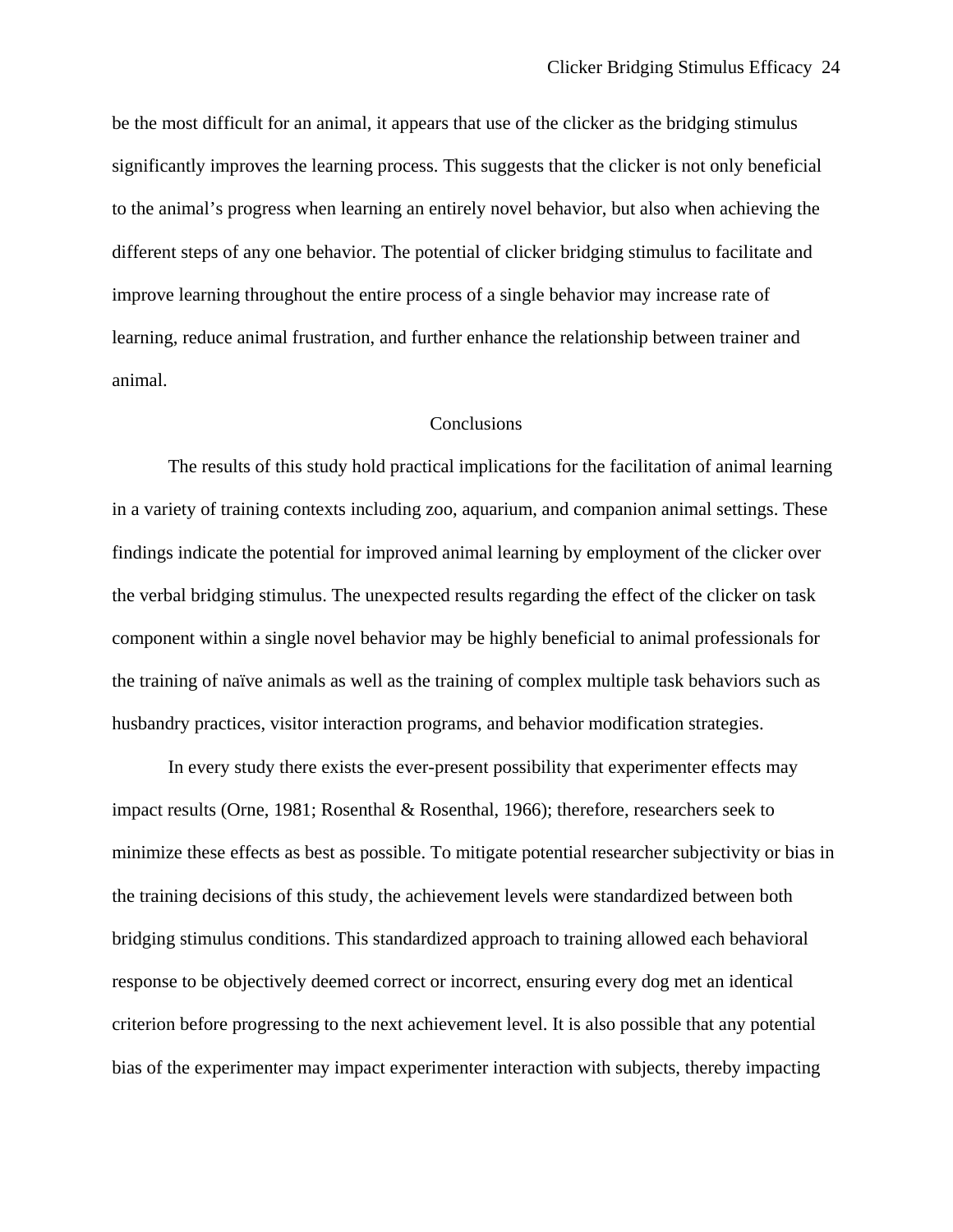be the most difficult for an animal, it appears that use of the clicker as the bridging stimulus significantly improves the learning process. This suggests that the clicker is not only beneficial to the animal's progress when learning an entirely novel behavior, but also when achieving the different steps of any one behavior. The potential of clicker bridging stimulus to facilitate and improve learning throughout the entire process of a single behavior may increase rate of learning, reduce animal frustration, and further enhance the relationship between trainer and animal.

## Conclusions

The results of this study hold practical implications for the facilitation of animal learning in a variety of training contexts including zoo, aquarium, and companion animal settings. These findings indicate the potential for improved animal learning by employment of the clicker over the verbal bridging stimulus. The unexpected results regarding the effect of the clicker on task component within a single novel behavior may be highly beneficial to animal professionals for the training of naïve animals as well as the training of complex multiple task behaviors such as husbandry practices, visitor interaction programs, and behavior modification strategies.

In every study there exists the ever-present possibility that experimenter effects may impact results (Orne, 1981; Rosenthal & Rosenthal, 1966); therefore, researchers seek to minimize these effects as best as possible. To mitigate potential researcher subjectivity or bias in the training decisions of this study, the achievement levels were standardized between both bridging stimulus conditions. This standardized approach to training allowed each behavioral response to be objectively deemed correct or incorrect, ensuring every dog met an identical criterion before progressing to the next achievement level. It is also possible that any potential bias of the experimenter may impact experimenter interaction with subjects, thereby impacting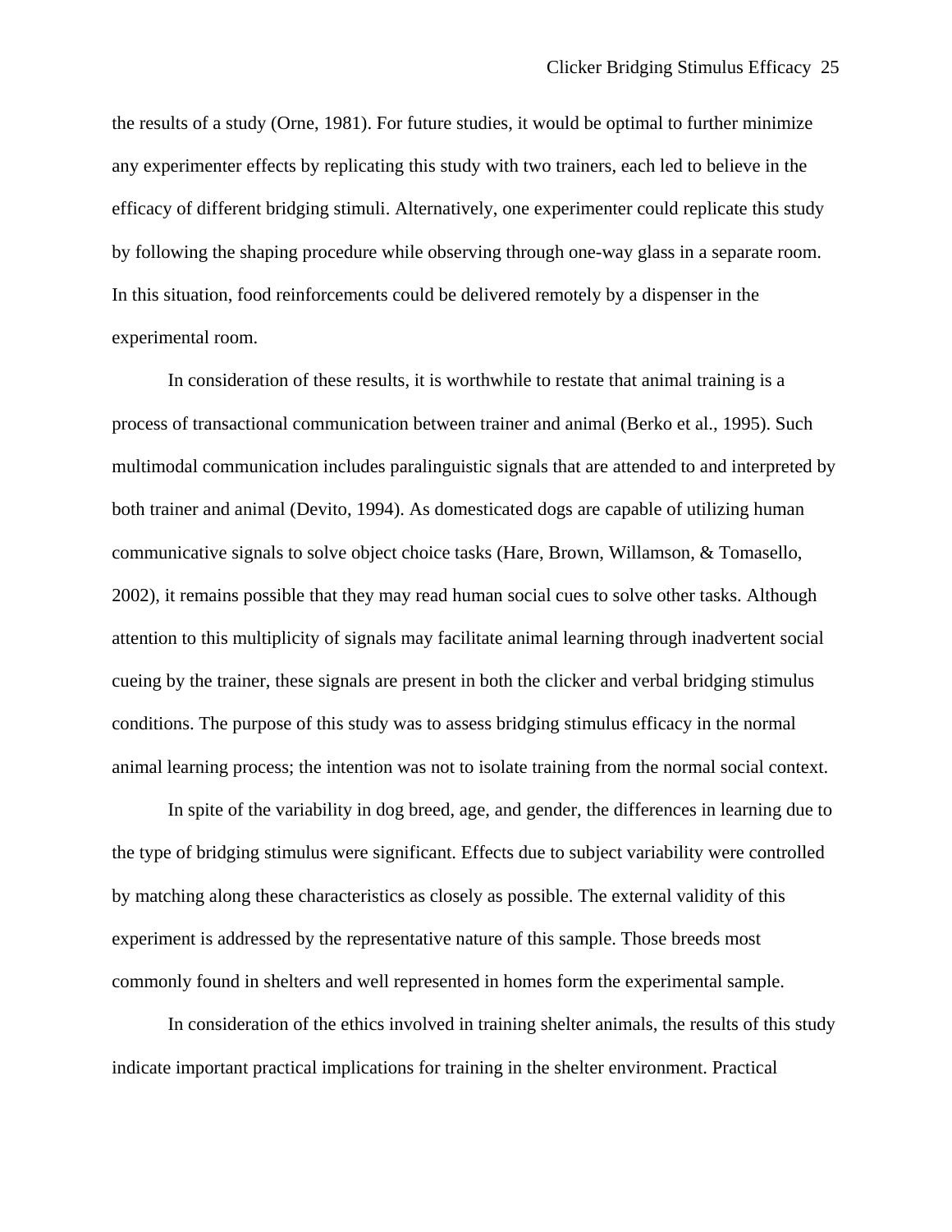the results of a study (Orne, 1981). For future studies, it would be optimal to further minimize any experimenter effects by replicating this study with two trainers, each led to believe in the efficacy of different bridging stimuli. Alternatively, one experimenter could replicate this study by following the shaping procedure while observing through one-way glass in a separate room. In this situation, food reinforcements could be delivered remotely by a dispenser in the experimental room.

In consideration of these results, it is worthwhile to restate that animal training is a process of transactional communication between trainer and animal (Berko et al., 1995). Such multimodal communication includes paralinguistic signals that are attended to and interpreted by both trainer and animal (Devito, 1994). As domesticated dogs are capable of utilizing human communicative signals to solve object choice tasks (Hare, Brown, Willamson, & Tomasello, 2002), it remains possible that they may read human social cues to solve other tasks. Although attention to this multiplicity of signals may facilitate animal learning through inadvertent social cueing by the trainer, these signals are present in both the clicker and verbal bridging stimulus conditions. The purpose of this study was to assess bridging stimulus efficacy in the normal animal learning process; the intention was not to isolate training from the normal social context.

In spite of the variability in dog breed, age, and gender, the differences in learning due to the type of bridging stimulus were significant. Effects due to subject variability were controlled by matching along these characteristics as closely as possible. The external validity of this experiment is addressed by the representative nature of this sample. Those breeds most commonly found in shelters and well represented in homes form the experimental sample.

In consideration of the ethics involved in training shelter animals, the results of this study indicate important practical implications for training in the shelter environment. Practical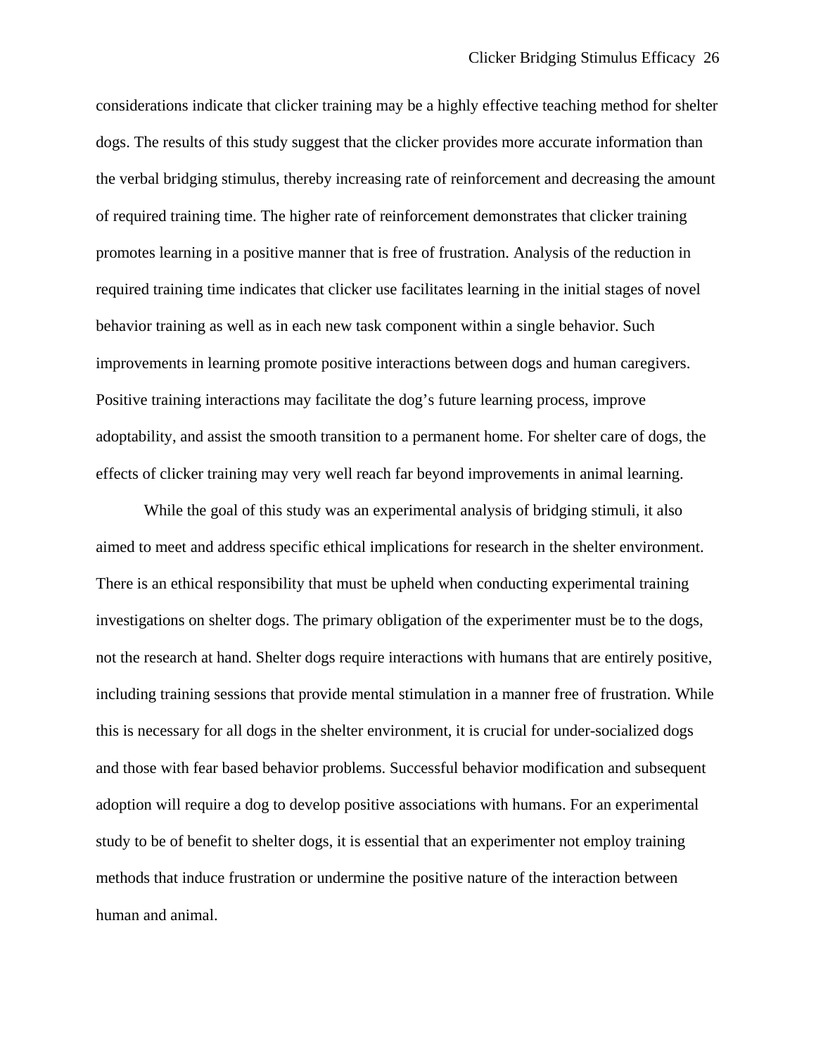considerations indicate that clicker training may be a highly effective teaching method for shelter dogs. The results of this study suggest that the clicker provides more accurate information than the verbal bridging stimulus, thereby increasing rate of reinforcement and decreasing the amount of required training time. The higher rate of reinforcement demonstrates that clicker training promotes learning in a positive manner that is free of frustration. Analysis of the reduction in required training time indicates that clicker use facilitates learning in the initial stages of novel behavior training as well as in each new task component within a single behavior. Such improvements in learning promote positive interactions between dogs and human caregivers. Positive training interactions may facilitate the dog's future learning process, improve adoptability, and assist the smooth transition to a permanent home. For shelter care of dogs, the effects of clicker training may very well reach far beyond improvements in animal learning.

While the goal of this study was an experimental analysis of bridging stimuli, it also aimed to meet and address specific ethical implications for research in the shelter environment. There is an ethical responsibility that must be upheld when conducting experimental training investigations on shelter dogs. The primary obligation of the experimenter must be to the dogs, not the research at hand. Shelter dogs require interactions with humans that are entirely positive, including training sessions that provide mental stimulation in a manner free of frustration. While this is necessary for all dogs in the shelter environment, it is crucial for under-socialized dogs and those with fear based behavior problems. Successful behavior modification and subsequent adoption will require a dog to develop positive associations with humans. For an experimental study to be of benefit to shelter dogs, it is essential that an experimenter not employ training methods that induce frustration or undermine the positive nature of the interaction between human and animal.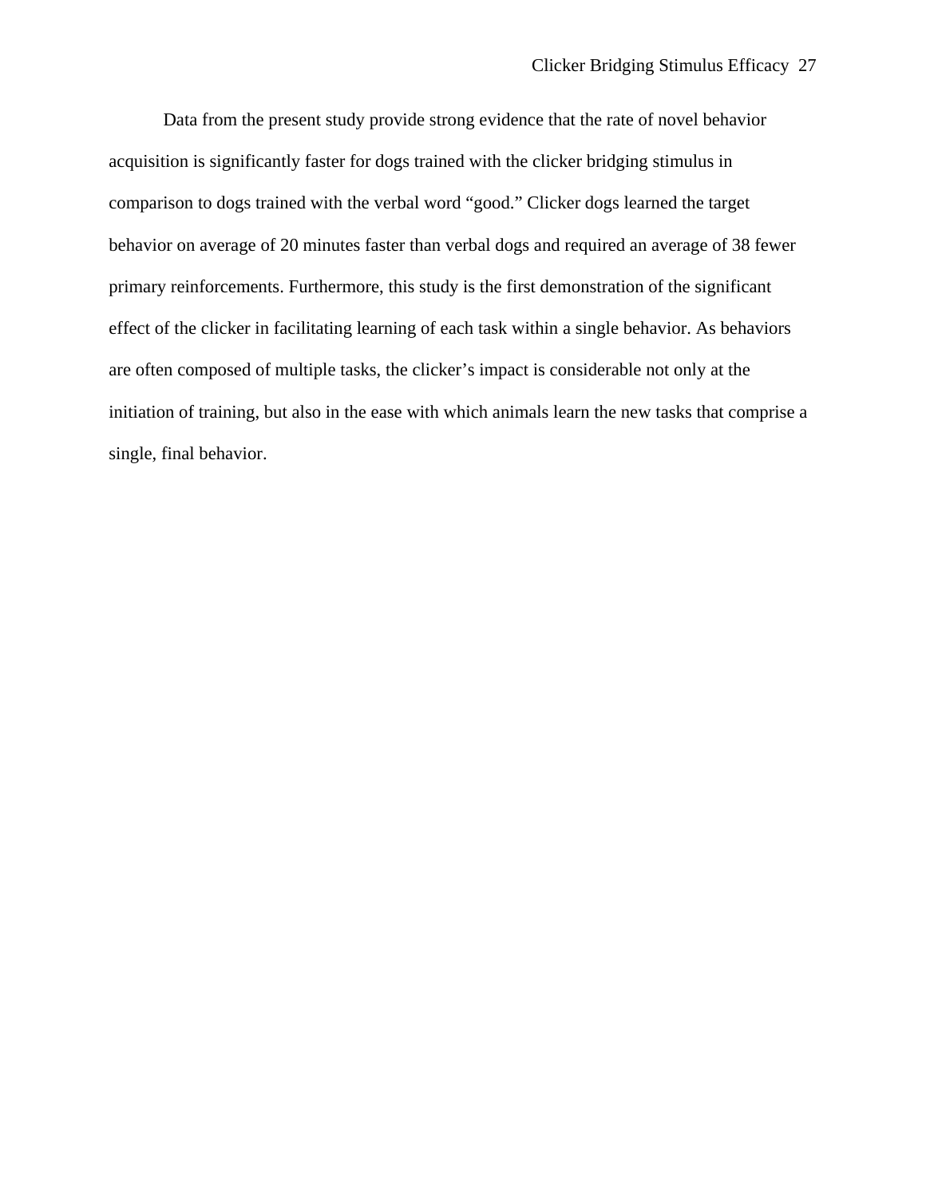Data from the present study provide strong evidence that the rate of novel behavior acquisition is significantly faster for dogs trained with the clicker bridging stimulus in comparison to dogs trained with the verbal word "good." Clicker dogs learned the target behavior on average of 20 minutes faster than verbal dogs and required an average of 38 fewer primary reinforcements. Furthermore, this study is the first demonstration of the significant effect of the clicker in facilitating learning of each task within a single behavior. As behaviors are often composed of multiple tasks, the clicker's impact is considerable not only at the initiation of training, but also in the ease with which animals learn the new tasks that comprise a single, final behavior.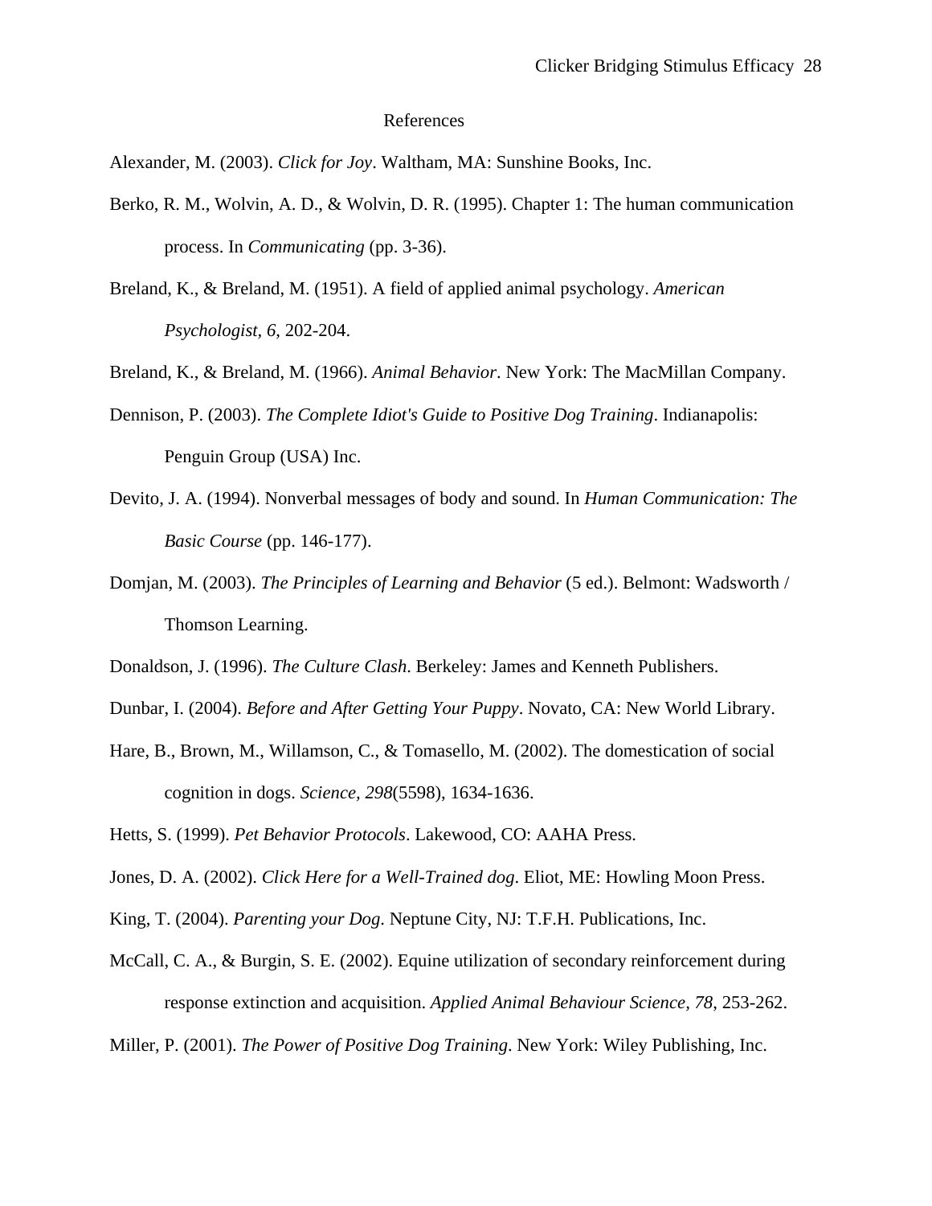# References

Alexander, M. (2003). *Click for Joy*. Waltham, MA: Sunshine Books, Inc.

Berko, R. M., Wolvin, A. D., & Wolvin, D. R. (1995). Chapter 1: The human communication process. In *Communicating* (pp. 3-36).

Breland, K., & Breland, M. (1951). A field of applied animal psychology. *American Psychologist, 6*, 202-204.

Breland, K., & Breland, M. (1966). *Animal Behavior*. New York: The MacMillan Company.

Dennison, P. (2003). *The Complete Idiot's Guide to Positive Dog Training*. Indianapolis: Penguin Group (USA) Inc.

Devito, J. A. (1994). Nonverbal messages of body and sound. In *Human Communication: The Basic Course* (pp. 146-177).

Domjan, M. (2003). *The Principles of Learning and Behavior* (5 ed.). Belmont: Wadsworth / Thomson Learning.

Donaldson, J. (1996). *The Culture Clash*. Berkeley: James and Kenneth Publishers.

Dunbar, I. (2004). *Before and After Getting Your Puppy*. Novato, CA: New World Library.

Hare, B., Brown, M., Willamson, C., & Tomasello, M. (2002). The domestication of social cognition in dogs. *Science, 298*(5598), 1634-1636.

Hetts, S. (1999). *Pet Behavior Protocols*. Lakewood, CO: AAHA Press.

Jones, D. A. (2002). *Click Here for a Well-Trained dog*. Eliot, ME: Howling Moon Press.

King, T. (2004). *Parenting your Dog*. Neptune City, NJ: T.F.H. Publications, Inc.

McCall, C. A., & Burgin, S. E. (2002). Equine utilization of secondary reinforcement during response extinction and acquisition. *Applied Animal Behaviour Science, 78*, 253-262.

Miller, P. (2001). *The Power of Positive Dog Training*. New York: Wiley Publishing, Inc.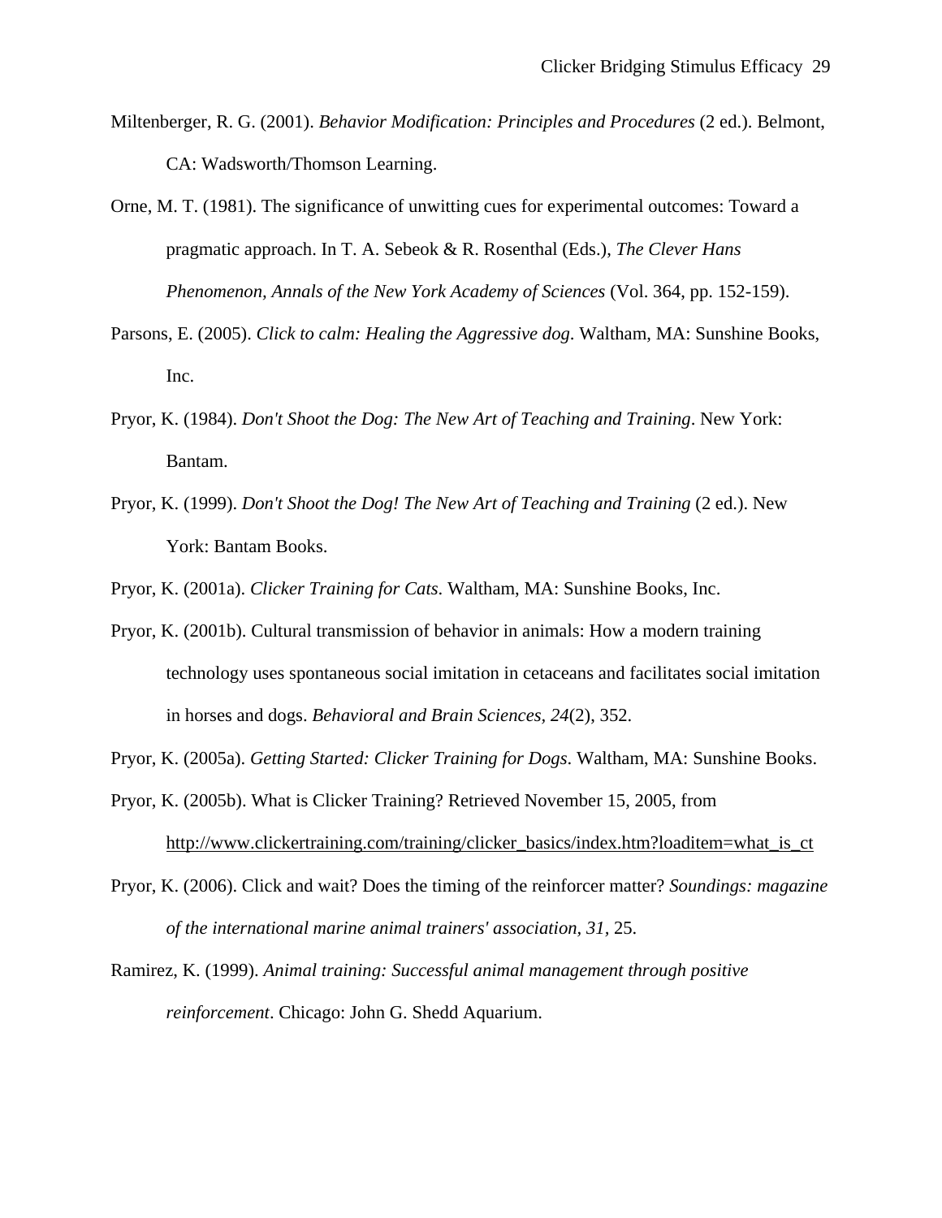Miltenberger, R. G. (2001). *Behavior Modification: Principles and Procedures* (2 ed.). Belmont, CA: Wadsworth/Thomson Learning.

Orne, M. T. (1981). The significance of unwitting cues for experimental outcomes: Toward a pragmatic approach. In T. A. Sebeok & R. Rosenthal (Eds.), *The Clever Hans Phenomenon, Annals of the New York Academy of Sciences* (Vol. 364, pp. 152-159).

Parsons, E. (2005). *Click to calm: Healing the Aggressive dog*. Waltham, MA: Sunshine Books, Inc.

Pryor, K. (1984). *Don't Shoot the Dog: The New Art of Teaching and Training*. New York: Bantam.

Pryor, K. (1999). *Don't Shoot the Dog! The New Art of Teaching and Training* (2 ed.). New York: Bantam Books.

Pryor, K. (2001a). *Clicker Training for Cats*. Waltham, MA: Sunshine Books, Inc.

Pryor, K. (2001b). Cultural transmission of behavior in animals: How a modern training technology uses spontaneous social imitation in cetaceans and facilitates social imitation in horses and dogs. *Behavioral and Brain Sciences, 24*(2), 352.

Pryor, K. (2005a). *Getting Started: Clicker Training for Dogs*. Waltham, MA: Sunshine Books.

Pryor, K. (2005b). What is Clicker Training? Retrieved November 15, 2005, from http://www.clickertraining.com/training/clicker_basics/index.htm?loaditem=what_is_ct

Pryor, K. (2006). Click and wait? Does the timing of the reinforcer matter? *Soundings: magazine of the international marine animal trainers' association, 31*, 25.

Ramirez, K. (1999). *Animal training: Successful animal management through positive reinforcement*. Chicago: John G. Shedd Aquarium.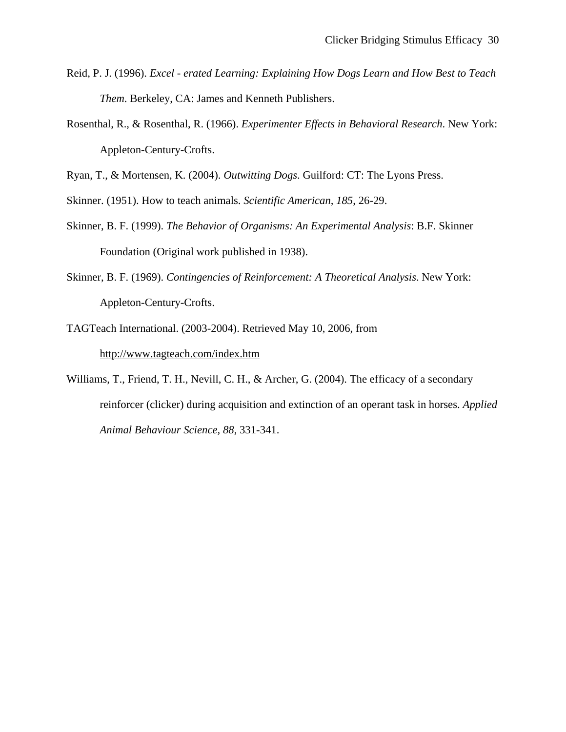Reid, P. J. (1996). *Excel - erated Learning: Explaining How Dogs Learn and How Best to Teach Them*. Berkeley, CA: James and Kenneth Publishers.

Rosenthal, R., & Rosenthal, R. (1966). *Experimenter Effects in Behavioral Research*. New York: Appleton-Century-Crofts.

Ryan, T., & Mortensen, K. (2004). *Outwitting Dogs*. Guilford: CT: The Lyons Press.

Skinner. (1951). How to teach animals. *Scientific American, 185*, 26-29.

Skinner, B. F. (1999). *The Behavior of Organisms: An Experimental Analysis*: B.F. Skinner Foundation (Original work published in 1938).

Skinner, B. F. (1969). *Contingencies of Reinforcement: A Theoretical Analysis*. New York: Appleton-Century-Crofts.

TAGTeach International. (2003-2004). Retrieved May 10, 2006, from http://www.tagteach.com/index.htm

Williams, T., Friend, T. H., Nevill, C. H., & Archer, G. (2004). The efficacy of a secondary reinforcer (clicker) during acquisition and extinction of an operant task in horses. *Applied Animal Behaviour Science, 88*, 331-341.